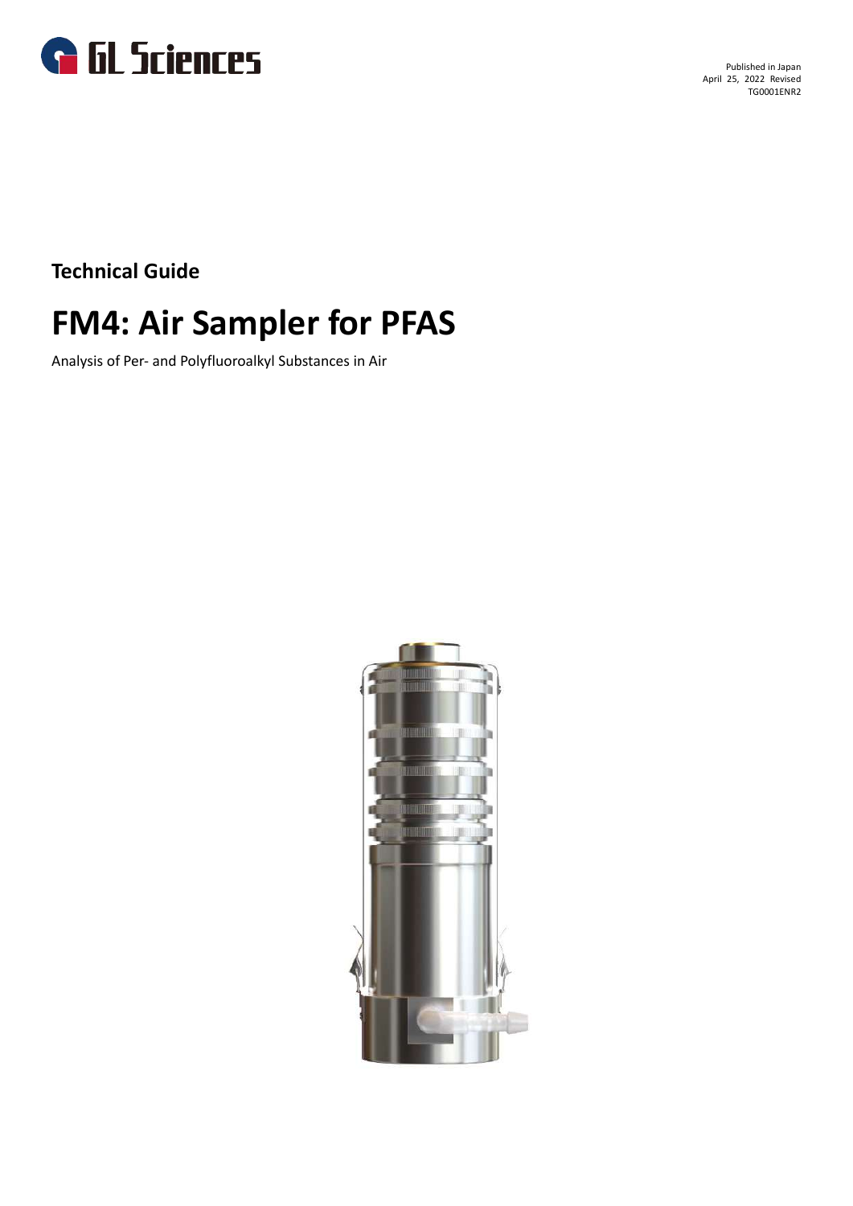GL Sciences

Published in Japan
April 25, 2022 Revised
TG0001ENR2

**Technical Guide**

# FM4: Air Sampler for PFAS

Analysis of Per- and Polyfluoroalkyl Substances in Air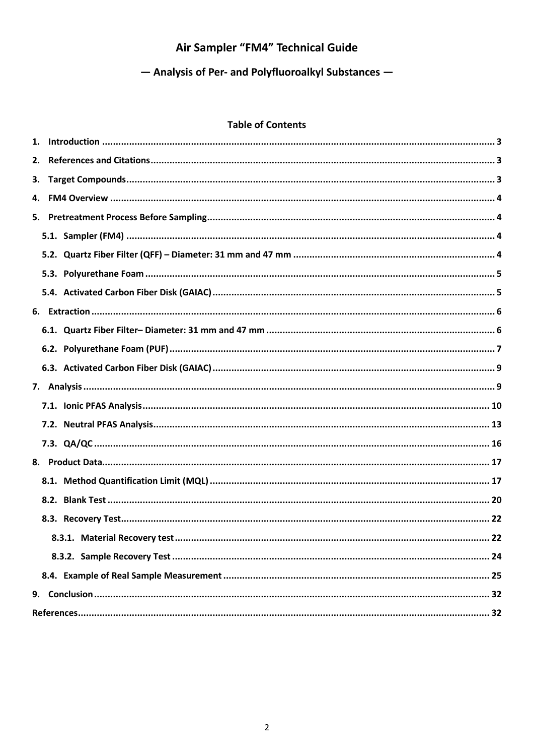# Air Sampler "FM4" Technical Guide

## — Analysis of Per- and Polyfluoroalkyl Substances —

### Table of Contents

1. Introduction ..... 3
2. References and Citations ..... 3
3. Target Compounds ..... 3
4. FM4 Overview ..... 4
5. Pretreatment Process Before Sampling ..... 4
   - 5.1. Sampler (FM4) ..... 4
   - 5.2. Quartz Fiber Filter (QFF) – Diameter: 31 mm and 47 mm ..... 4
   - 5.3. Polyurethane Foam ..... 5
   - 5.4. Activated Carbon Fiber Disk (GAIAC) ..... 5
6. Extraction ..... 6
   - 6.1. Quartz Fiber Filter– Diameter: 31 mm and 47 mm ..... 6
   - 6.2. Polyurethane Foam (PUF) ..... 7
   - 6.3. Activated Carbon Fiber Disk (GAIAC) ..... 9
7. Analysis ..... 9
   - 7.1. Ionic PFAS Analysis ..... 10
   - 7.2. Neutral PFAS Analysis ..... 13
   - 7.3. QA/QC ..... 16
8. Product Data ..... 17
   - 8.1. Method Quantification Limit (MQL) ..... 17
   - 8.2. Blank Test ..... 20
   - 8.3. Recovery Test ..... 22
     - 8.3.1. Material Recovery test ..... 22
     - 8.3.2. Sample Recovery Test ..... 24
   - 8.4. Example of Real Sample Measurement ..... 25
9. Conclusion ..... 32

References ..... 32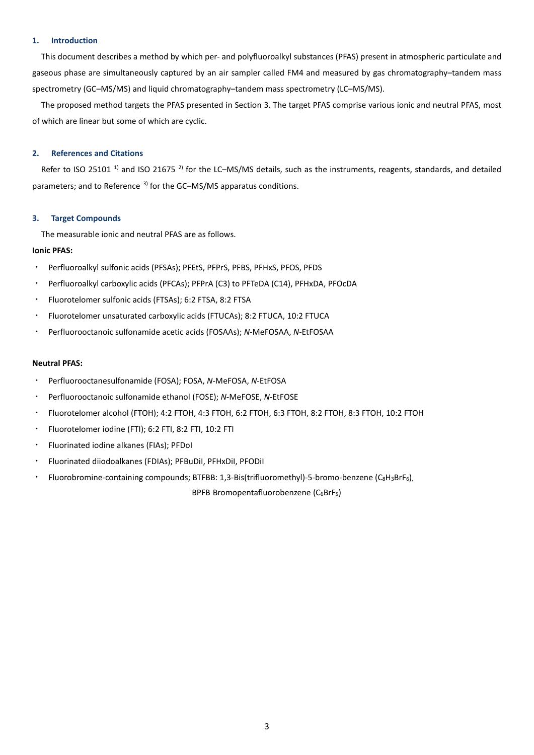## 1. Introduction

This document describes a method by which per- and polyfluoroalkyl substances (PFAS) present in atmospheric particulate and gaseous phase are simultaneously captured by an air sampler called FM4 and measured by gas chromatography–tandem mass spectrometry (GC–MS/MS) and liquid chromatography–tandem mass spectrometry (LC–MS/MS).

The proposed method targets the PFAS presented in Section 3. The target PFAS comprise various ionic and neutral PFAS, most of which are linear but some of which are cyclic.

## 2. References and Citations

Refer to ISO 25101 [1)] and ISO 21675 [2)] for the LC–MS/MS details, such as the instruments, reagents, standards, and detailed parameters; and to Reference [3)] for the GC–MS/MS apparatus conditions.

## 3. Target Compounds

The measurable ionic and neutral PFAS are as follows.

**Ionic PFAS:**

- Perfluoroalkyl sulfonic acids (PFSAs); PFEtS, PFPrS, PFBS, PFHxS, PFOS, PFDS
- Perfluoroalkyl carboxylic acids (PFCAs); PFPrA (C3) to PFTeDA (C14), PFHxDA, PFOcDA
- Fluorotelomer sulfonic acids (FTSAs); 6:2 FTSA, 8:2 FTSA
- Fluorotelomer unsaturated carboxylic acids (FTUCAs); 8:2 FTUCA, 10:2 FTUCA
- Perfluorooctanoic sulfonamide acetic acids (FOSAAs); *N*-MeFOSAA, *N*-EtFOSAA

**Neutral PFAS:**

- Perfluorooctanesulfonamide (FOSA); FOSA, *N*-MeFOSA, *N*-EtFOSA
- Perfluorooctanoic sulfonamide ethanol (FOSE); *N*-MeFOSE, *N*-EtFOSE
- Fluorotelomer alcohol (FTOH); 4:2 FTOH, 4:3 FTOH, 6:2 FTOH, 6:3 FTOH, 8:2 FTOH, 8:3 FTOH, 10:2 FTOH
- Fluorotelomer iodine (FTI); 6:2 FTI, 8:2 FTI, 10:2 FTI
- Fluorinated iodine alkanes (FIAs); PFDoI
- Fluorinated diiodoalkanes (FDIAs); PFBuDiI, PFHxDiI, PFODiI
- Fluorobromine-containing compounds; BTFBB: 1,3-Bis(trifluoromethyl)-5-bromo-benzene ($C_8H_3BrF_6$), BPFB Bromopentafluorobenzene ($C_6BrF_5$)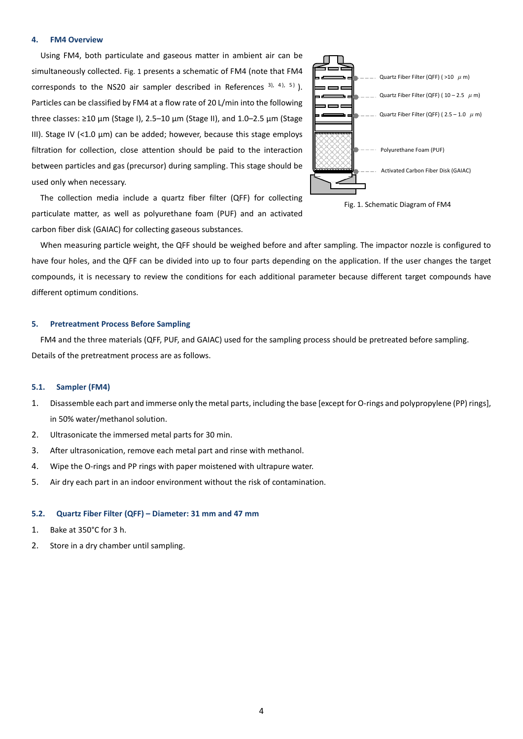## 4. FM4 Overview

Using FM4, both particulate and gaseous matter in ambient air can be simultaneously collected. Fig. 1 presents a schematic of FM4 (note that FM4 corresponds to the NS20 air sampler described in References [3), 4), 5)]). Particles can be classified by FM4 at a flow rate of 20 L/min into the following three classes: ≥10 µm (Stage I), 2.5–10 µm (Stage II), and 1.0–2.5 µm (Stage III). Stage IV (<1.0 µm) can be added; however, because this stage employs filtration for collection, close attention should be paid to the interaction between particles and gas (precursor) during sampling. This stage should be used only when necessary.

The collection media include a quartz fiber filter (QFF) for collecting particulate matter, as well as polyurethane foam (PUF) and an activated carbon fiber disk (GAIAC) for collecting gaseous substances.

Quartz Fiber Filter (QFF) ( >10 μm)

Quartz Fiber Filter (QFF) ( 10 – 2.5 μm)

Quartz Fiber Filter (QFF) ( 2.5 – 1.0 μm)

Polyurethane Foam (PUF)

Activated Carbon Fiber Disk (GAIAC)

Fig. 1. Schematic Diagram of FM4

When measuring particle weight, the QFF should be weighed before and after sampling. The impactor nozzle is configured to have four holes, and the QFF can be divided into up to four parts depending on the application. If the user changes the target compounds, it is necessary to review the conditions for each additional parameter because different target compounds have different optimum conditions.

## 5. Pretreatment Process Before Sampling

FM4 and the three materials (QFF, PUF, and GAIAC) used for the sampling process should be pretreated before sampling. Details of the pretreatment process are as follows.

### 5.1. Sampler (FM4)

1. Disassemble each part and immerse only the metal parts, including the base [except for O-rings and polypropylene (PP) rings], in 50% water/methanol solution.
2. Ultrasonicate the immersed metal parts for 30 min.
3. After ultrasonication, remove each metal part and rinse with methanol.
4. Wipe the O-rings and PP rings with paper moistened with ultrapure water.
5. Air dry each part in an indoor environment without the risk of contamination.

### 5.2. Quartz Fiber Filter (QFF) – Diameter: 31 mm and 47 mm

1. Bake at 350°C for 3 h.
2. Store in a dry chamber until sampling.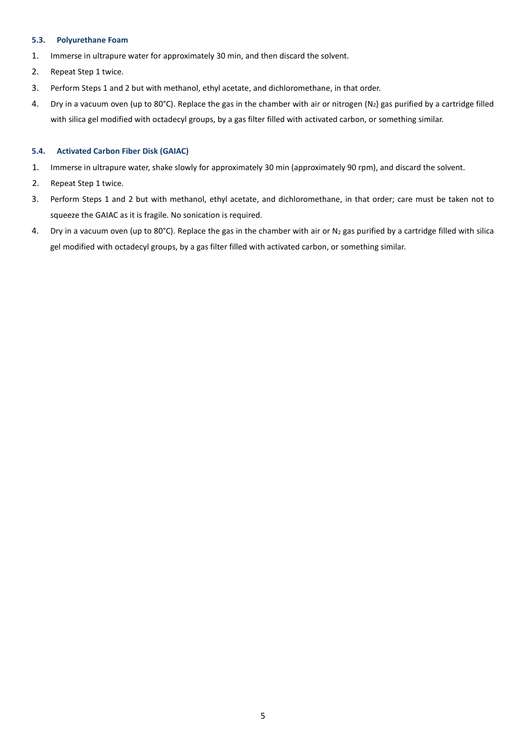### 5.3. Polyurethane Foam

1. Immerse in ultrapure water for approximately 30 min, and then discard the solvent.
2. Repeat Step 1 twice.
3. Perform Steps 1 and 2 but with methanol, ethyl acetate, and dichloromethane, in that order.
4. Dry in a vacuum oven (up to 80°C). Replace the gas in the chamber with air or nitrogen ($N_2$) gas purified by a cartridge filled with silica gel modified with octadecyl groups, by a gas filter filled with activated carbon, or something similar.

### 5.4. Activated Carbon Fiber Disk (GAIAC)

1. Immerse in ultrapure water, shake slowly for approximately 30 min (approximately 90 rpm), and discard the solvent.
2. Repeat Step 1 twice.
3. Perform Steps 1 and 2 but with methanol, ethyl acetate, and dichloromethane, in that order; care must be taken not to squeeze the GAIAC as it is fragile. No sonication is required.
4. Dry in a vacuum oven (up to 80°C). Replace the gas in the chamber with air or $N_2$ gas purified by a cartridge filled with silica gel modified with octadecyl groups, by a gas filter filled with activated carbon, or something similar.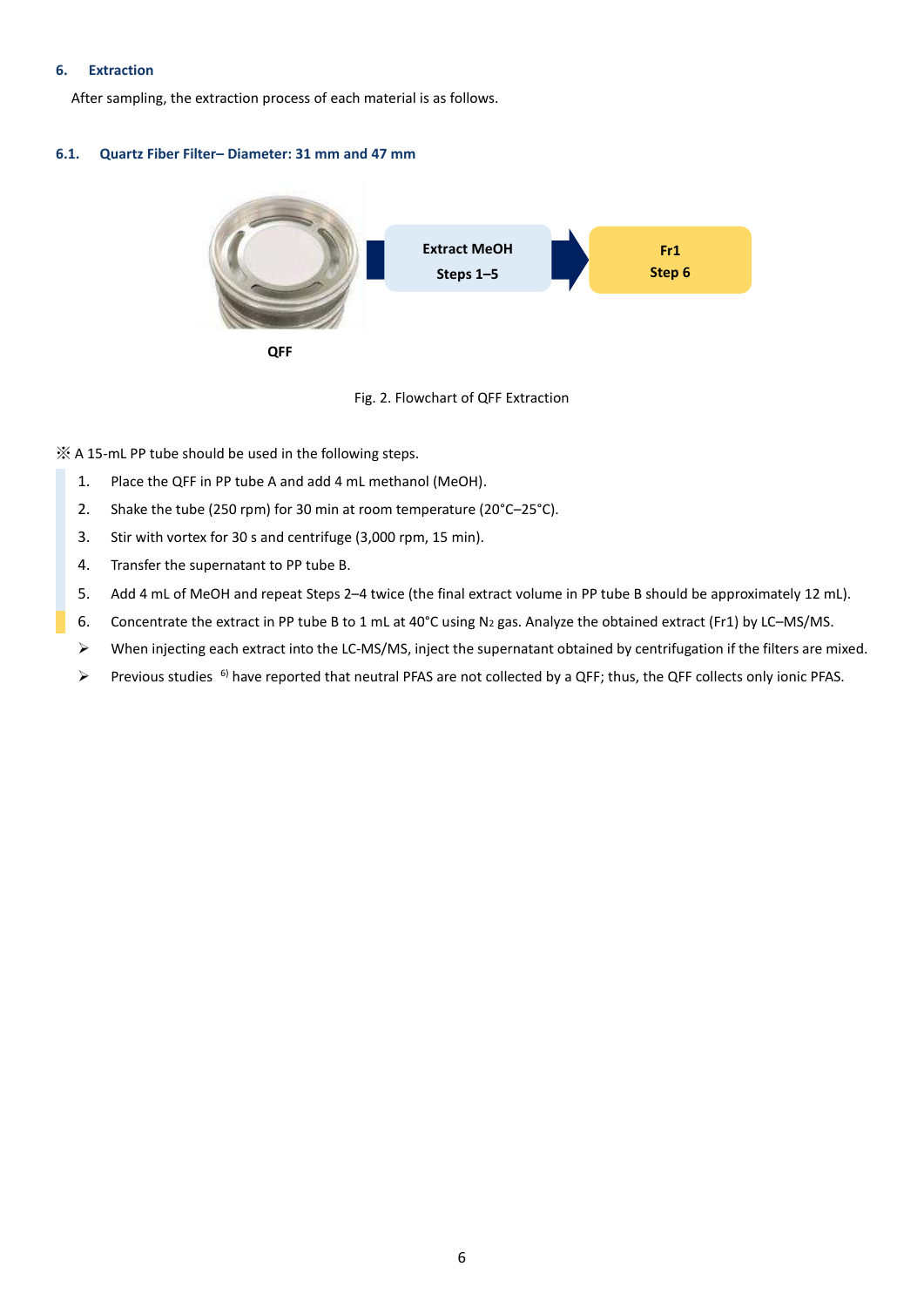## 6. Extraction

After sampling, the extraction process of each material is as follows.

### 6.1. Quartz Fiber Filter– Diameter: 31 mm and 47 mm

QFF

Extract MeOH
Steps 1–5

Fr1
Step 6

Fig. 2. Flowchart of QFF Extraction

※ A 15-mL PP tube should be used in the following steps.

1. Place the QFF in PP tube A and add 4 mL methanol (MeOH).
2. Shake the tube (250 rpm) for 30 min at room temperature (20°C–25°C).
3. Stir with vortex for 30 s and centrifuge (3,000 rpm, 15 min).
4. Transfer the supernatant to PP tube B.
5. Add 4 mL of MeOH and repeat Steps 2–4 twice (the final extract volume in PP tube B should be approximately 12 mL).
6. Concentrate the extract in PP tube B to 1 mL at 40°C using $N_2$ gas. Analyze the obtained extract (Fr1) by LC–MS/MS.

- When injecting each extract into the LC-MS/MS, inject the supernatant obtained by centrifugation if the filters are mixed.
- Previous studies [6)] have reported that neutral PFAS are not collected by a QFF; thus, the QFF collects only ionic PFAS.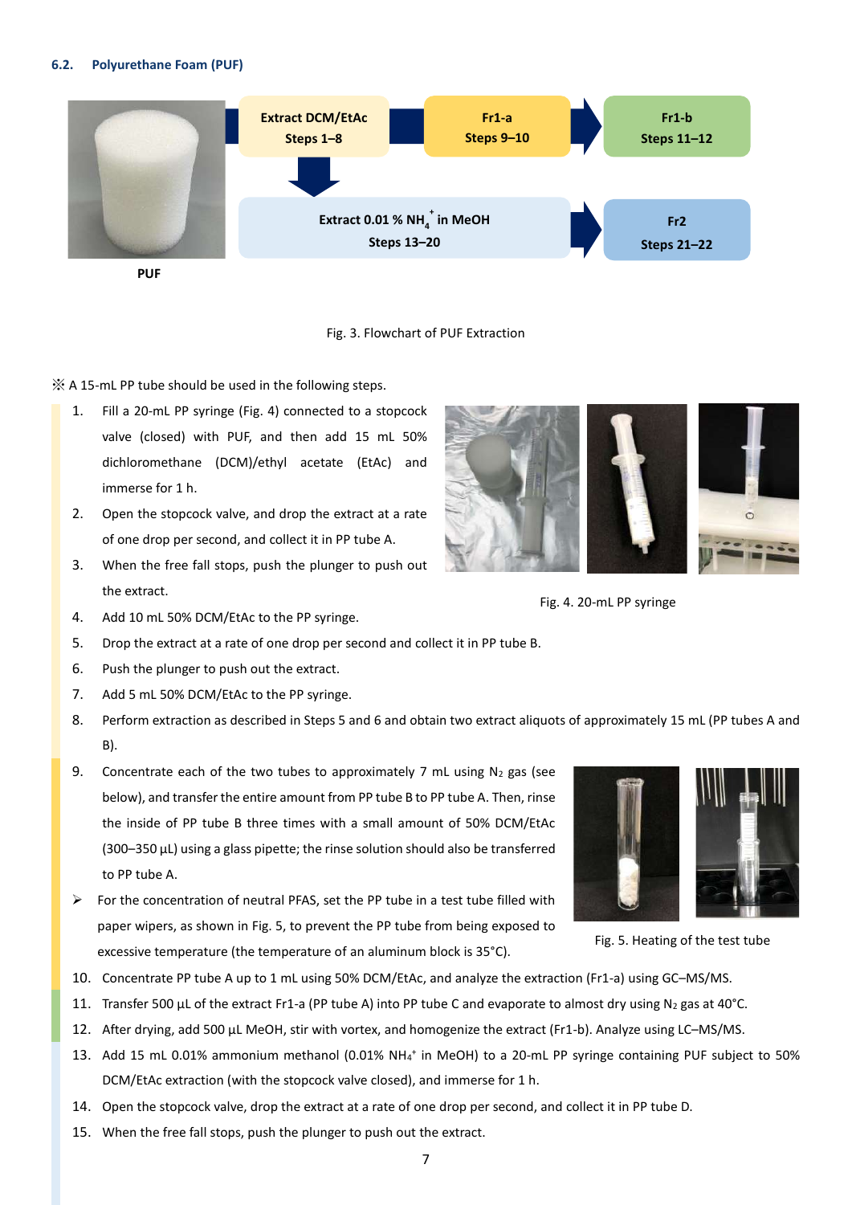### 6.2. Polyurethane Foam (PUF)

PUF

Extract DCM/EtAc Steps 1–8

Fr1-a Steps 9–10

Fr1-b Steps 11–12

Extract 0.01 % $NH_4^+$ in MeOH Steps 13–20

Fr2 Steps 21–22

Fig. 3. Flowchart of PUF Extraction

※ A 15-mL PP tube should be used in the following steps.

1. Fill a 20-mL PP syringe (Fig. 4) connected to a stopcock valve (closed) with PUF, and then add 15 mL 50% dichloromethane (DCM)/ethyl acetate (EtAc) and immerse for 1 h.
2. Open the stopcock valve, and drop the extract at a rate of one drop per second, and collect it in PP tube A.
3. When the free fall stops, push the plunger to push out the extract.

Fig. 4. 20-mL PP syringe

4. Add 10 mL 50% DCM/EtAc to the PP syringe.
5. Drop the extract at a rate of one drop per second and collect it in PP tube B.
6. Push the plunger to push out the extract.
7. Add 5 mL 50% DCM/EtAc to the PP syringe.
8. Perform extraction as described in Steps 5 and 6 and obtain two extract aliquots of approximately 15 mL (PP tubes A and B).
9. Concentrate each of the two tubes to approximately 7 mL using $N_2$ gas (see below), and transfer the entire amount from PP tube B to PP tube A. Then, rinse the inside of PP tube B three times with a small amount of 50% DCM/EtAc (300–350 µL) using a glass pipette; the rinse solution should also be transferred to PP tube A.

➢ For the concentration of neutral PFAS, set the PP tube in a test tube filled with paper wipers, as shown in Fig. 5, to prevent the PP tube from being exposed to excessive temperature (the temperature of an aluminum block is 35°C).

Fig. 5. Heating of the test tube

10. Concentrate PP tube A up to 1 mL using 50% DCM/EtAc, and analyze the extraction (Fr1-a) using GC–MS/MS.
11. Transfer 500 µL of the extract Fr1-a (PP tube A) into PP tube C and evaporate to almost dry using $N_2$ gas at 40°C.
12. After drying, add 500 µL MeOH, stir with vortex, and homogenize the extract (Fr1-b). Analyze using LC–MS/MS.
13. Add 15 mL 0.01% ammonium methanol (0.01% $NH_4^+$ in MeOH) to a 20-mL PP syringe containing PUF subject to 50% DCM/EtAc extraction (with the stopcock valve closed), and immerse for 1 h.
14. Open the stopcock valve, drop the extract at a rate of one drop per second, and collect it in PP tube D.
15. When the free fall stops, push the plunger to push out the extract.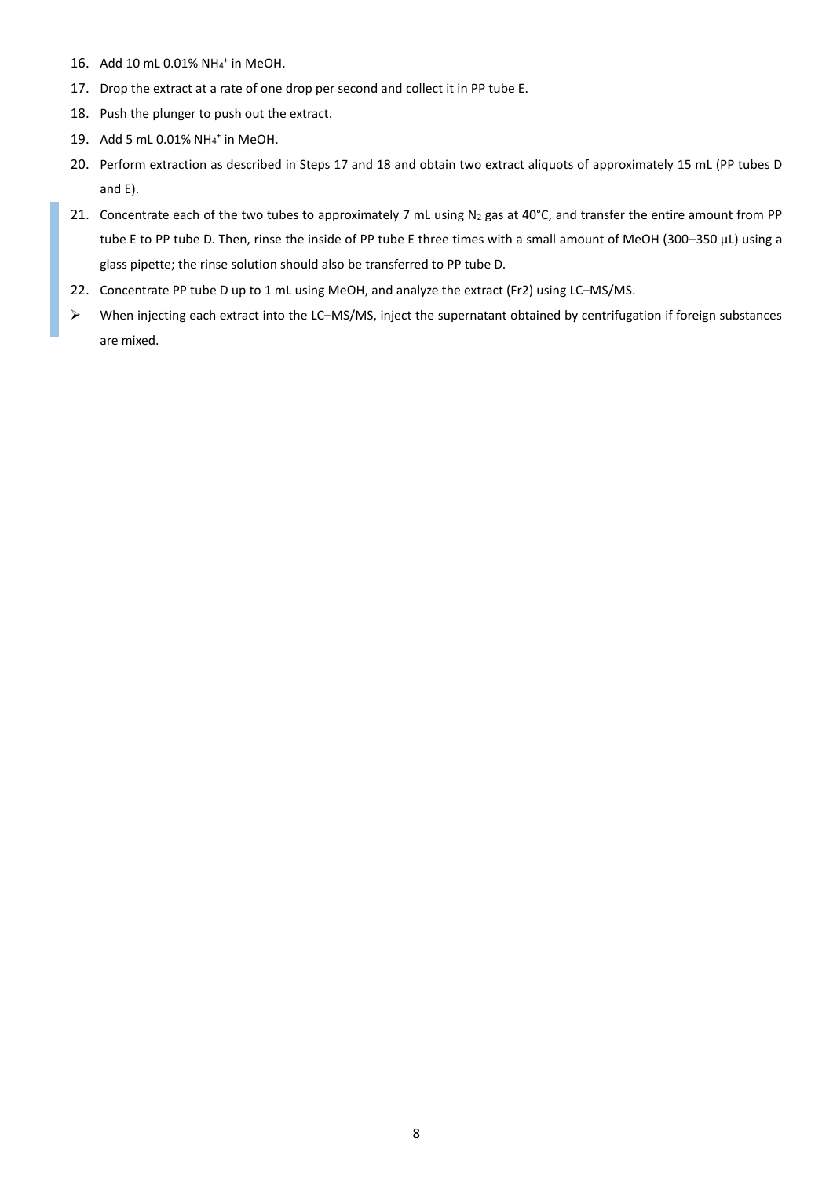16. Add 10 mL 0.01% $NH_4^+$ in MeOH.
17. Drop the extract at a rate of one drop per second and collect it in PP tube E.
18. Push the plunger to push out the extract.
19. Add 5 mL 0.01% $NH_4^+$ in MeOH.
20. Perform extraction as described in Steps 17 and 18 and obtain two extract aliquots of approximately 15 mL (PP tubes D and E).
21. Concentrate each of the two tubes to approximately 7 mL using $N_2$ gas at 40°C, and transfer the entire amount from PP tube E to PP tube D. Then, rinse the inside of PP tube E three times with a small amount of MeOH (300–350 µL) using a glass pipette; the rinse solution should also be transferred to PP tube D.
22. Concentrate PP tube D up to 1 mL using MeOH, and analyze the extract (Fr2) using LC–MS/MS.

- When injecting each extract into the LC–MS/MS, inject the supernatant obtained by centrifugation if foreign substances are mixed.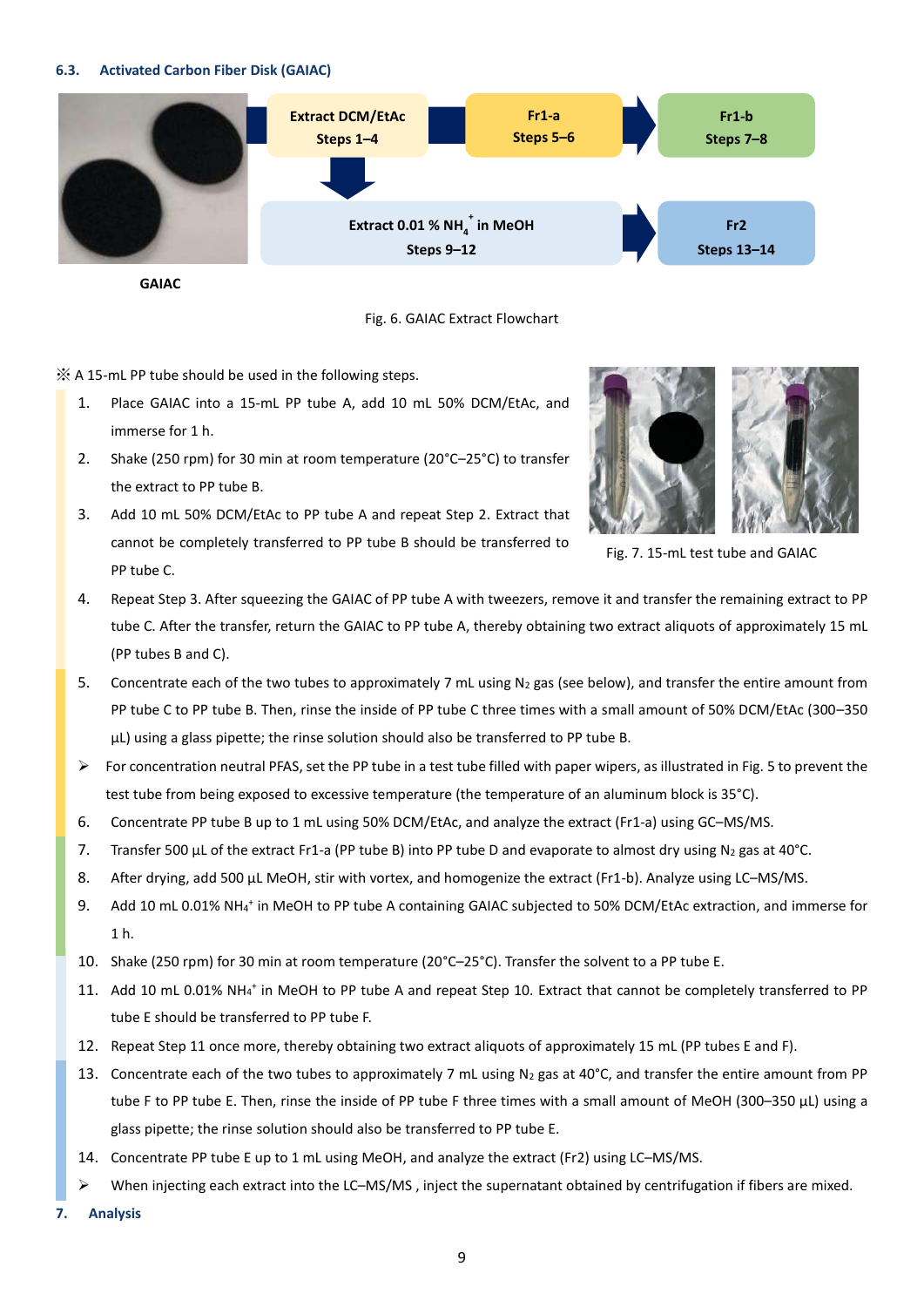### 6.3. Activated Carbon Fiber Disk (GAIAC)

Extract DCM/EtAc Steps 1–4 → Fr1-a Steps 5–6 → Fr1-b Steps 7–8

Extract 0.01 % $NH_4^+$ in MeOH Steps 9–12 → Fr2 Steps 13–14

GAIAC

Fig. 6. GAIAC Extract Flowchart

※ A 15-mL PP tube should be used in the following steps.

1. Place GAIAC into a 15-mL PP tube A, add 10 mL 50% DCM/EtAc, and immerse for 1 h.
2. Shake (250 rpm) for 30 min at room temperature (20°C–25°C) to transfer the extract to PP tube B.
3. Add 10 mL 50% DCM/EtAc to PP tube A and repeat Step 2. Extract that cannot be completely transferred to PP tube B should be transferred to PP tube C.

Fig. 7. 15-mL test tube and GAIAC

4. Repeat Step 3. After squeezing the GAIAC of PP tube A with tweezers, remove it and transfer the remaining extract to PP tube C. After the transfer, return the GAIAC to PP tube A, thereby obtaining two extract aliquots of approximately 15 mL (PP tubes B and C).
5. Concentrate each of the two tubes to approximately 7 mL using $N_2$ gas (see below), and transfer the entire amount from PP tube C to PP tube B. Then, rinse the inside of PP tube C three times with a small amount of 50% DCM/EtAc (300–350 µL) using a glass pipette; the rinse solution should also be transferred to PP tube B.
   - For concentration neutral PFAS, set the PP tube in a test tube filled with paper wipers, as illustrated in Fig. 5 to prevent the test tube from being exposed to excessive temperature (the temperature of an aluminum block is 35°C).
6. Concentrate PP tube B up to 1 mL using 50% DCM/EtAc, and analyze the extract (Fr1-a) using GC–MS/MS.
7. Transfer 500 µL of the extract Fr1-a (PP tube B) into PP tube D and evaporate to almost dry using $N_2$ gas at 40°C.
8. After drying, add 500 µL MeOH, stir with vortex, and homogenize the extract (Fr1-b). Analyze using LC–MS/MS.
9. Add 10 mL 0.01% $NH_4^+$ in MeOH to PP tube A containing GAIAC subjected to 50% DCM/EtAc extraction, and immerse for 1 h.
10. Shake (250 rpm) for 30 min at room temperature (20°C–25°C). Transfer the solvent to a PP tube E.
11. Add 10 mL 0.01% $NH_4^+$ in MeOH to PP tube A and repeat Step 10. Extract that cannot be completely transferred to PP tube E should be transferred to PP tube F.
12. Repeat Step 11 once more, thereby obtaining two extract aliquots of approximately 15 mL (PP tubes E and F).
13. Concentrate each of the two tubes to approximately 7 mL using $N_2$ gas at 40°C, and transfer the entire amount from PP tube F to PP tube E. Then, rinse the inside of PP tube F three times with a small amount of MeOH (300–350 µL) using a glass pipette; the rinse solution should also be transferred to PP tube E.
14. Concentrate PP tube E up to 1 mL using MeOH, and analyze the extract (Fr2) using LC–MS/MS.
   - When injecting each extract into the LC–MS/MS , inject the supernatant obtained by centrifugation if fibers are mixed.

## 7. Analysis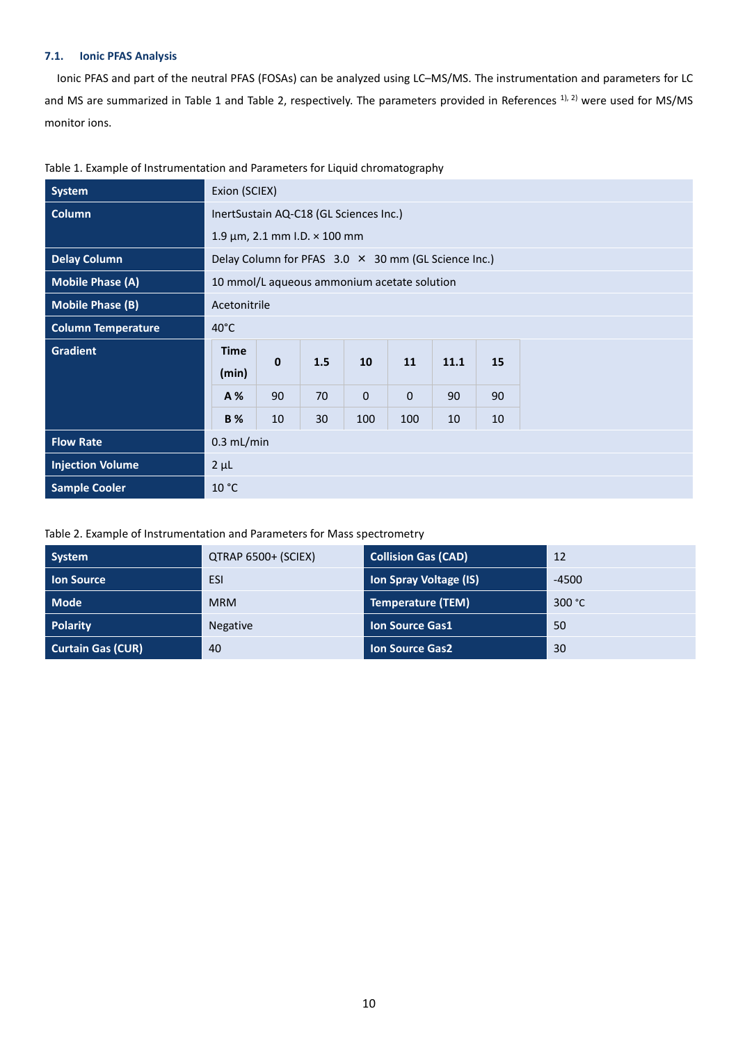### 7.1. Ionic PFAS Analysis

Ionic PFAS and part of the neutral PFAS (FOSAs) can be analyzed using LC–MS/MS. The instrumentation and parameters for LC and MS are summarized in Table 1 and Table 2, respectively. The parameters provided in References [1), 2)] were used for MS/MS monitor ions.

Table 1. Example of Instrumentation and Parameters for Liquid chromatography

| | | | | | | | |
|---|---|---|---|---|---|---|---|
| **System** | Exion (SCIEX) | | | | | | |
| **Column** | InertSustain AQ-C18 (GL Sciences Inc.) 1.9 µm, 2.1 mm I.D. × 100 mm | | | | | | |
| **Delay Column** | Delay Column for PFAS 3.0 × 30 mm (GL Science Inc.) | | | | | | |
| **Mobile Phase (A)** | 10 mmol/L aqueous ammonium acetate solution | | | | | | |
| **Mobile Phase (B)** | Acetonitrile | | | | | | |
| **Column Temperature** | 40°C | | | | | | |
| **Gradient** | **Time (min)** | **0** | **1.5** | **10** | **11** | **11.1** | **15** |
| | **A %** | 90 | 70 | 0 | 0 | 90 | 90 |
| | **B %** | 10 | 30 | 100 | 100 | 10 | 10 |
| **Flow Rate** | 0.3 mL/min | | | | | | |
| **Injection Volume** | 2 µL | | | | | | |
| **Sample Cooler** | 10 °C | | | | | | |

Table 2. Example of Instrumentation and Parameters for Mass spectrometry

| | | | |
|---|---|---|---|
| **System** | QTRAP 6500+ (SCIEX) | **Collision Gas (CAD)** | 12 |
| **Ion Source** | ESI | **Ion Spray Voltage (IS)** | -4500 |
| **Mode** | MRM | **Temperature (TEM)** | 300 °C |
| **Polarity** | Negative | **Ion Source Gas1** | 50 |
| **Curtain Gas (CUR)** | 40 | **Ion Source Gas2** | 30 |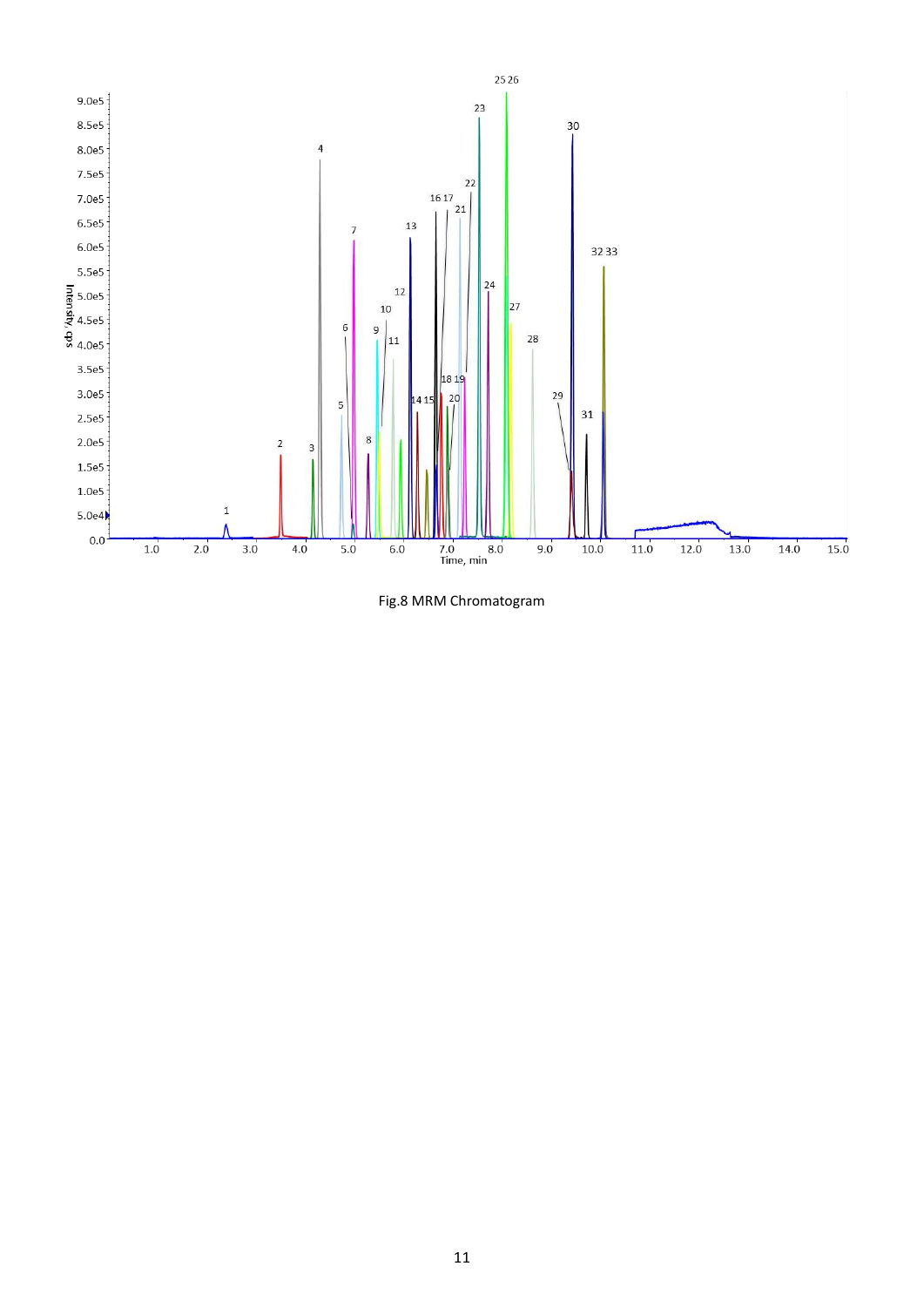Intensity, cps

9.0e5
8.5e5
8.0e5
7.5e5
7.0e5
6.5e5
6.0e5
5.5e5
5.0e5
4.5e5
4.0e5
3.5e5
3.0e5
2.5e5
2.0e5
1.5e5
1.0e5
5.0e4
0.0

1.0 2.0 3.0 4.0 5.0 6.0 7.0 8.0 9.0 10.0 11.0 12.0 13.0 14.0 15.0

Time, min

1 2 3 4 5 6 7 8 9 10 11 12 13 14 15 16 17 18 19 20 21 22 23 24 25 26 27 28 29 30 31 32 33

Fig.8 MRM Chromatogram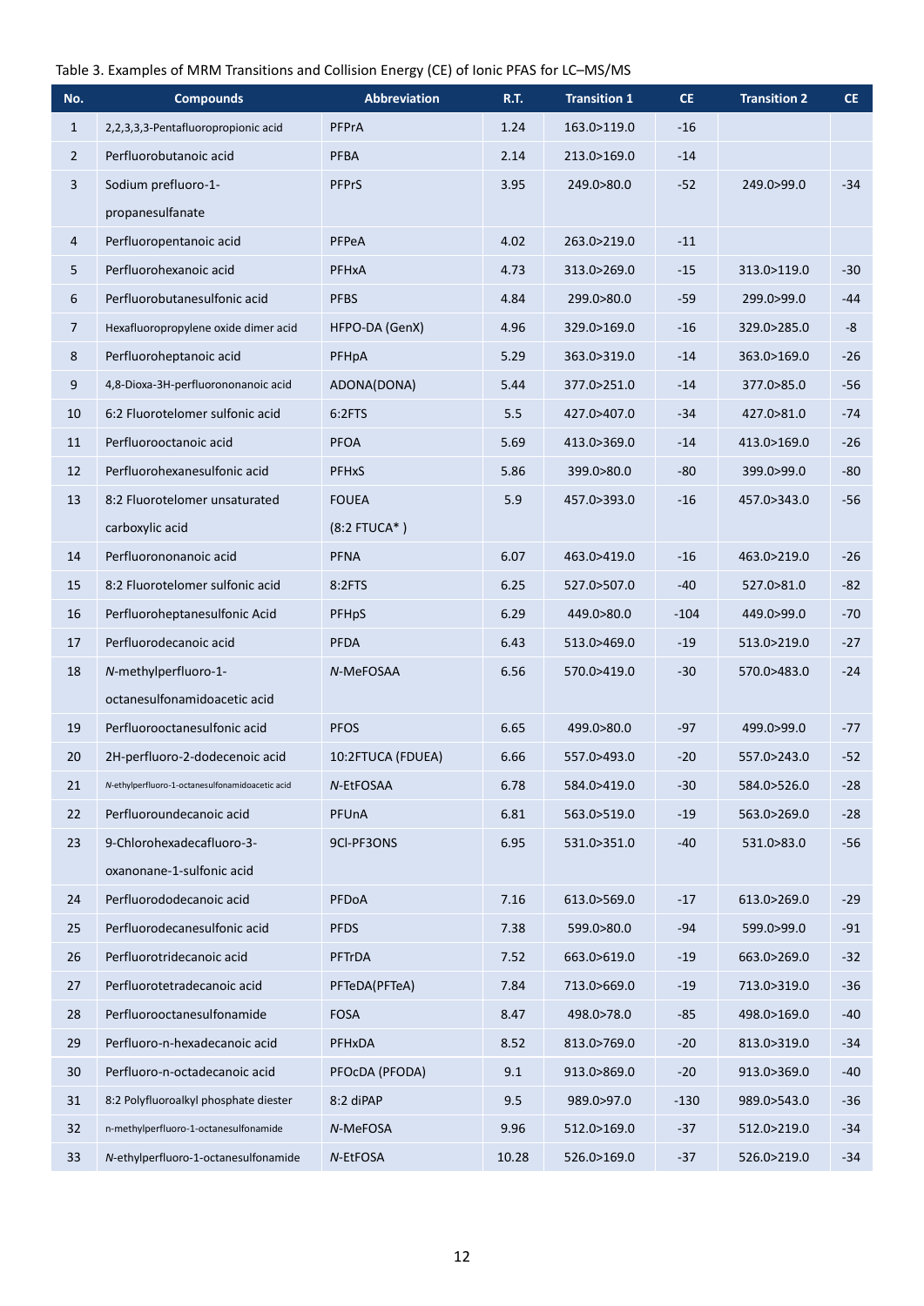Table 3. Examples of MRM Transitions and Collision Energy (CE) of Ionic PFAS for LC–MS/MS

| No. | Compounds | Abbreviation | R.T. | Transition 1 | CE | Transition 2 | CE |
|---|---|---|---|---|---|---|---|
| 1 | 2,2,3,3,3-Pentafluoropropionic acid | PFPrA | 1.24 | 163.0>119.0 | -16 | | |
| 2 | Perfluorobutanoic acid | PFBA | 2.14 | 213.0>169.0 | -14 | | |
| 3 | Sodium prefluoro-1-propanesulfanate | PFPrS | 3.95 | 249.0>80.0 | -52 | 249.0>99.0 | -34 |
| 4 | Perfluoropentanoic acid | PFPeA | 4.02 | 263.0>219.0 | -11 | | |
| 5 | Perfluorohexanoic acid | PFHxA | 4.73 | 313.0>269.0 | -15 | 313.0>119.0 | -30 |
| 6 | Perfluorobutanesulfonic acid | PFBS | 4.84 | 299.0>80.0 | -59 | 299.0>99.0 | -44 |
| 7 | Hexafluoropropylene oxide dimer acid | HFPO-DA (GenX) | 4.96 | 329.0>169.0 | -16 | 329.0>285.0 | -8 |
| 8 | Perfluoroheptanoic acid | PFHpA | 5.29 | 363.0>319.0 | -14 | 363.0>169.0 | -26 |
| 9 | 4,8-Dioxa-3H-perfluorononanoic acid | ADONA(DONA) | 5.44 | 377.0>251.0 | -14 | 377.0>85.0 | -56 |
| 10 | 6:2 Fluorotelomer sulfonic acid | 6:2FTS | 5.5 | 427.0>407.0 | -34 | 427.0>81.0 | -74 |
| 11 | Perfluorooctanoic acid | PFOA | 5.69 | 413.0>369.0 | -14 | 413.0>169.0 | -26 |
| 12 | Perfluorohexanesulfonic acid | PFHxS | 5.86 | 399.0>80.0 | -80 | 399.0>99.0 | -80 |
| 13 | 8:2 Fluorotelomer unsaturated carboxylic acid | FOUEA (8:2 FTUCA* ) | 5.9 | 457.0>393.0 | -16 | 457.0>343.0 | -56 |
| 14 | Perfluorononanoic acid | PFNA | 6.07 | 463.0>419.0 | -16 | 463.0>219.0 | -26 |
| 15 | 8:2 Fluorotelomer sulfonic acid | 8:2FTS | 6.25 | 527.0>507.0 | -40 | 527.0>81.0 | -82 |
| 16 | Perfluoroheptanesulfonic Acid | PFHpS | 6.29 | 449.0>80.0 | -104 | 449.0>99.0 | -70 |
| 17 | Perfluorodecanoic acid | PFDA | 6.43 | 513.0>469.0 | -19 | 513.0>219.0 | -27 |
| 18 | *N*-methylperfluoro-1-octanesulfonamidoacetic acid | *N*-MeFOSAA | 6.56 | 570.0>419.0 | -30 | 570.0>483.0 | -24 |
| 19 | Perfluorooctanesulfonic acid | PFOS | 6.65 | 499.0>80.0 | -97 | 499.0>99.0 | -77 |
| 20 | 2H-perfluoro-2-dodecenoic acid | 10:2FTUCA (FDUEA) | 6.66 | 557.0>493.0 | -20 | 557.0>243.0 | -52 |
| 21 | *N*-ethylperfluoro-1-octanesulfonamidoacetic acid | *N*-EtFOSAA | 6.78 | 584.0>419.0 | -30 | 584.0>526.0 | -28 |
| 22 | Perfluoroundecanoic acid | PFUnA | 6.81 | 563.0>519.0 | -19 | 563.0>269.0 | -28 |
| 23 | 9-Chlorohexadecafluoro-3-oxanonane-1-sulfonic acid | 9Cl-PF3ONS | 6.95 | 531.0>351.0 | -40 | 531.0>83.0 | -56 |
| 24 | Perfluorododecanoic acid | PFDoA | 7.16 | 613.0>569.0 | -17 | 613.0>269.0 | -29 |
| 25 | Perfluorodecanesulfonic acid | PFDS | 7.38 | 599.0>80.0 | -94 | 599.0>99.0 | -91 |
| 26 | Perfluorotridecanoic acid | PFTrDA | 7.52 | 663.0>619.0 | -19 | 663.0>269.0 | -32 |
| 27 | Perfluorotetradecanoic acid | PFTeDA(PFTeA) | 7.84 | 713.0>669.0 | -19 | 713.0>319.0 | -36 |
| 28 | Perfluorooctanesulfonamide | FOSA | 8.47 | 498.0>78.0 | -85 | 498.0>169.0 | -40 |
| 29 | Perfluoro-n-hexadecanoic acid | PFHxDA | 8.52 | 813.0>769.0 | -20 | 813.0>319.0 | -34 |
| 30 | Perfluoro-n-octadecanoic acid | PFOcDA (PFODA) | 9.1 | 913.0>869.0 | -20 | 913.0>369.0 | -40 |
| 31 | 8:2 Polyfluoroalkyl phosphate diester | 8:2 diPAP | 9.5 | 989.0>97.0 | -130 | 989.0>543.0 | -36 |
| 32 | n-methylperfluoro-1-octanesulfonamide | *N*-MeFOSA | 9.96 | 512.0>169.0 | -37 | 512.0>219.0 | -34 |
| 33 | *N*-ethylperfluoro-1-octanesulfonamide | *N*-EtFOSA | 10.28 | 526.0>169.0 | -37 | 526.0>219.0 | -34 |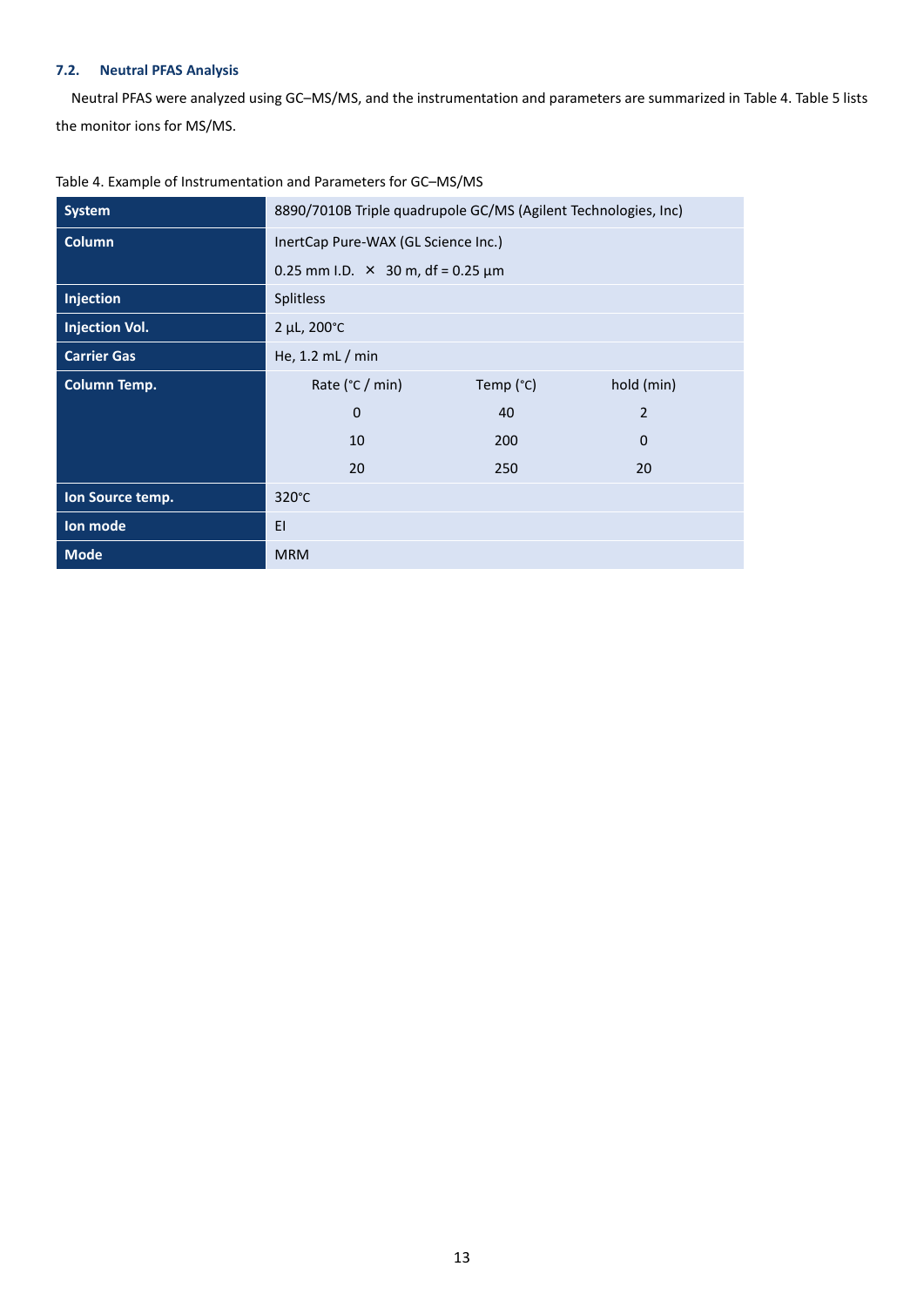### 7.2. Neutral PFAS Analysis

Neutral PFAS were analyzed using GC–MS/MS, and the instrumentation and parameters are summarized in Table 4. Table 5 lists the monitor ions for MS/MS.

Table 4. Example of Instrumentation and Parameters for GC–MS/MS

| | | | |
|---|---|---|---|
| **System** | 8890/7010B Triple quadrupole GC/MS (Agilent Technologies, Inc) | | |
| **Column** | InertCap Pure-WAX (GL Science Inc.) | | |
| | 0.25 mm I.D. × 30 m, df = 0.25 µm | | |
| **Injection** | Splitless | | |
| **Injection Vol.** | 2 µL, 200°C | | |
| **Carrier Gas** | He, 1.2 mL / min | | |
| **Column Temp.** | Rate (°C / min) | Temp (°C) | hold (min) |
| | 0 | 40 | 2 |
| | 10 | 200 | 0 |
| | 20 | 250 | 20 |
| **Ion Source temp.** | 320°C | | |
| **Ion mode** | EI | | |
| **Mode** | MRM | | |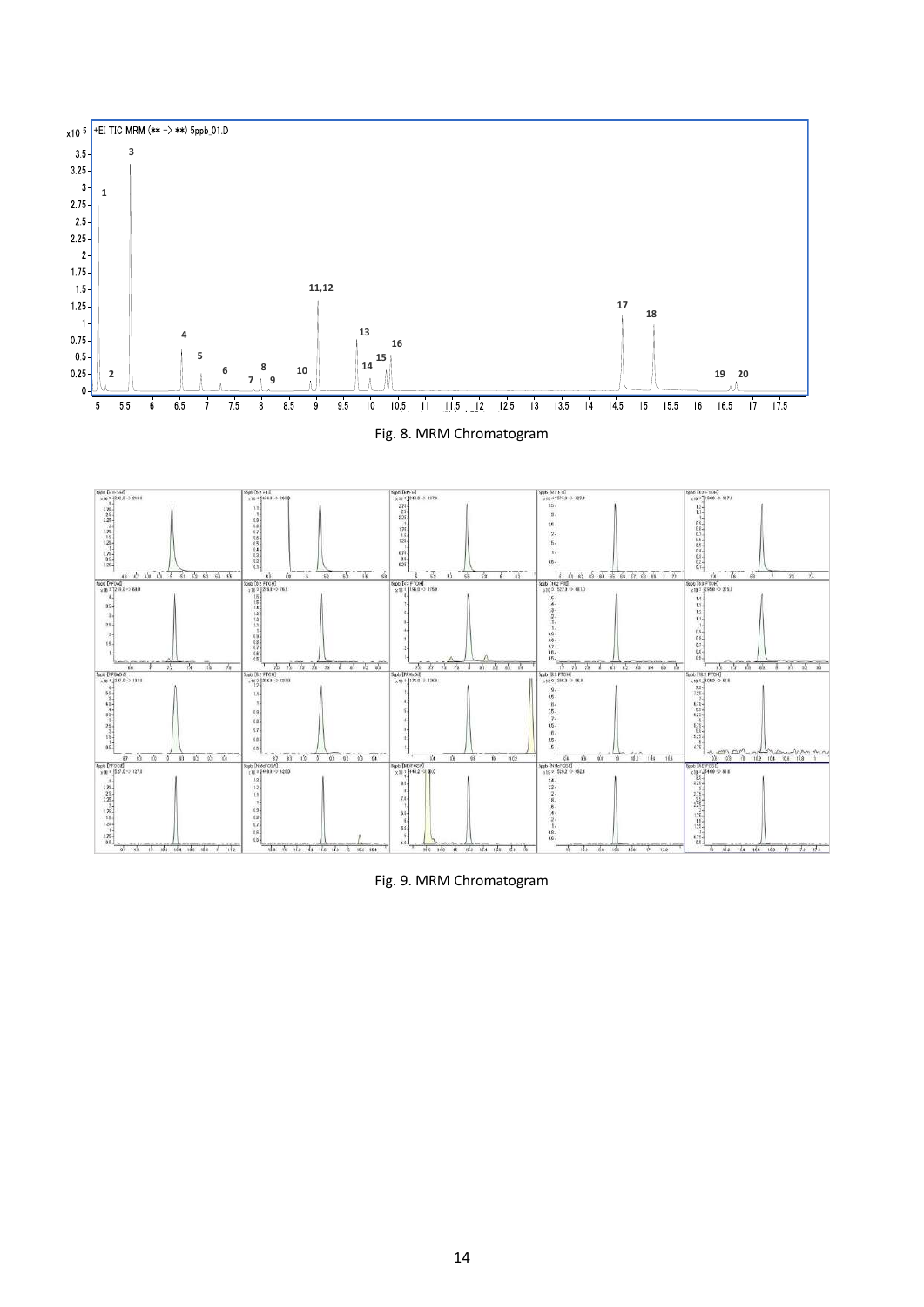x10 5 +EI TIC MRM (** -> **) 5ppb_01.D

3.5
3.25
3
2.75
2.5
2.25
2
1.75
1.5
1.25
1
0.75
0.5
0.25
0

5 5.5 6 6.5 7 7.5 8 8.5 9 9.5 10 10.5 11 11.5 12 12.5 13 13.5 14 14.5 15 15.5 16 16.5 17 17.5

1 2 3 4 5 6 7 8 9 10 11,12 13 14 15 16 17 18 19 20

Fig. 8. MRM Chromatogram

Fig. 9. MRM Chromatogram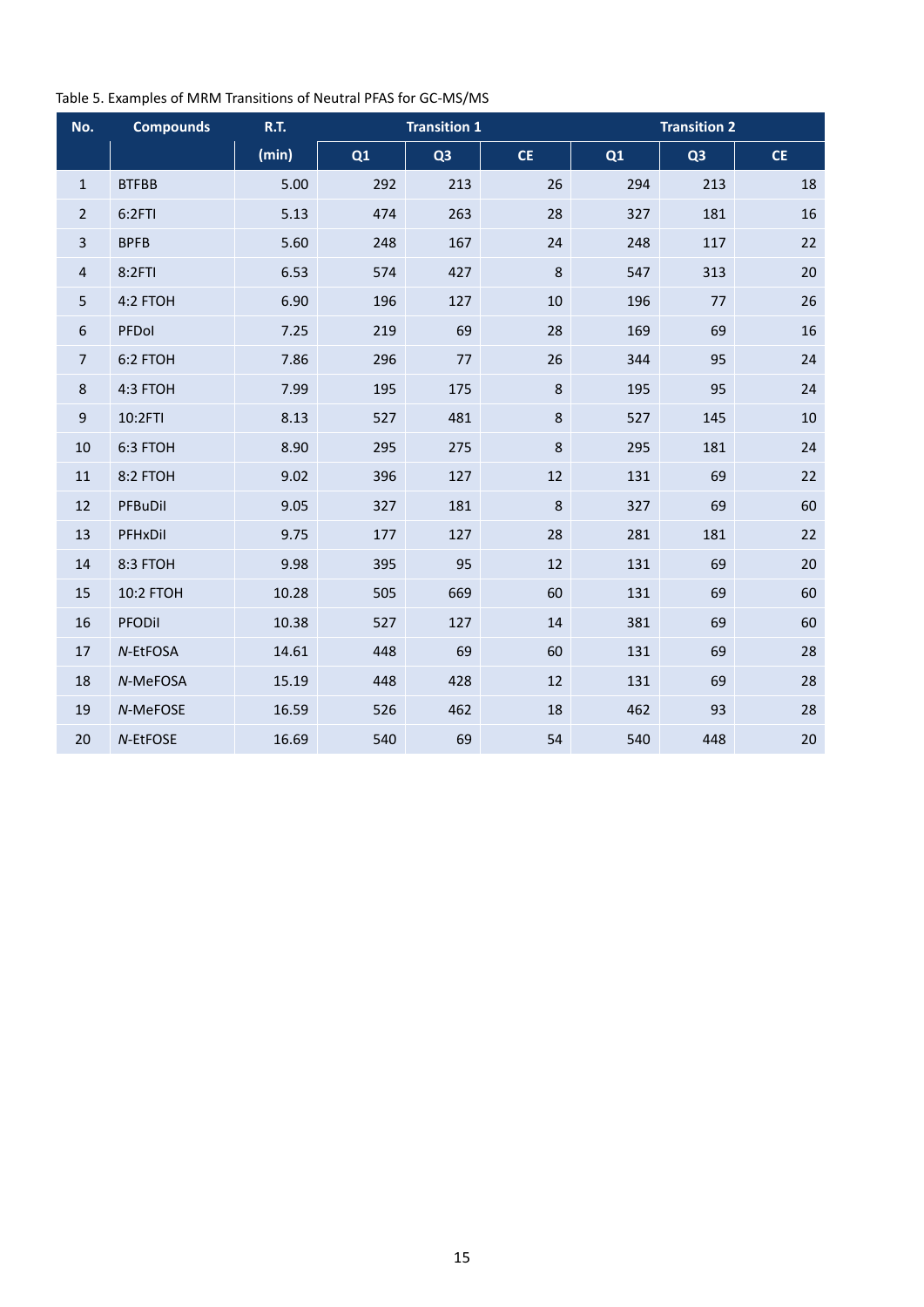Table 5. Examples of MRM Transitions of Neutral PFAS for GC-MS/MS

| No. | Compounds | R.T. | Transition 1 | | | Transition 2 | | |
|---|---|---|---|---|---|---|---|---|
| | | (min) | Q1 | Q3 | CE | Q1 | Q3 | CE |
| 1 | BTFBB | 5.00 | 292 | 213 | 26 | 294 | 213 | 18 |
| 2 | 6:2FTI | 5.13 | 474 | 263 | 28 | 327 | 181 | 16 |
| 3 | BPFB | 5.60 | 248 | 167 | 24 | 248 | 117 | 22 |
| 4 | 8:2FTI | 6.53 | 574 | 427 | 8 | 547 | 313 | 20 |
| 5 | 4:2 FTOH | 6.90 | 196 | 127 | 10 | 196 | 77 | 26 |
| 6 | PFDoI | 7.25 | 219 | 69 | 28 | 169 | 69 | 16 |
| 7 | 6:2 FTOH | 7.86 | 296 | 77 | 26 | 344 | 95 | 24 |
| 8 | 4:3 FTOH | 7.99 | 195 | 175 | 8 | 195 | 95 | 24 |
| 9 | 10:2FTI | 8.13 | 527 | 481 | 8 | 527 | 145 | 10 |
| 10 | 6:3 FTOH | 8.90 | 295 | 275 | 8 | 295 | 181 | 24 |
| 11 | 8:2 FTOH | 9.02 | 396 | 127 | 12 | 131 | 69 | 22 |
| 12 | PFBuDiI | 9.05 | 327 | 181 | 8 | 327 | 69 | 60 |
| 13 | PFHxDiI | 9.75 | 177 | 127 | 28 | 281 | 181 | 22 |
| 14 | 8:3 FTOH | 9.98 | 395 | 95 | 12 | 131 | 69 | 20 |
| 15 | 10:2 FTOH | 10.28 | 505 | 669 | 60 | 131 | 69 | 60 |
| 16 | PFODiI | 10.38 | 527 | 127 | 14 | 381 | 69 | 60 |
| 17 | *N*-EtFOSA | 14.61 | 448 | 69 | 60 | 131 | 69 | 28 |
| 18 | *N*-MeFOSA | 15.19 | 448 | 428 | 12 | 131 | 69 | 28 |
| 19 | *N*-MeFOSE | 16.59 | 526 | 462 | 18 | 462 | 93 | 28 |
| 20 | *N*-EtFOSE | 16.69 | 540 | 69 | 54 | 540 | 448 | 20 |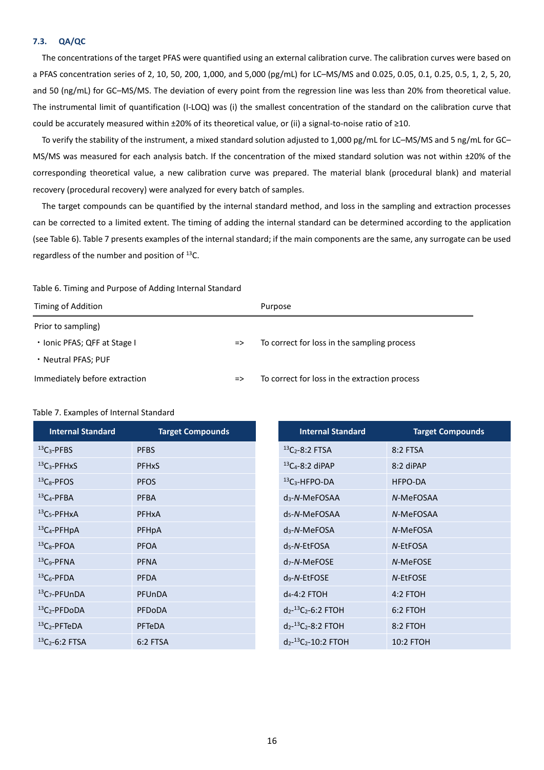### 7.3. QA/QC

The concentrations of the target PFAS were quantified using an external calibration curve. The calibration curves were based on a PFAS concentration series of 2, 10, 50, 200, 1,000, and 5,000 (pg/mL) for LC–MS/MS and 0.025, 0.05, 0.1, 0.25, 0.5, 1, 2, 5, 20, and 50 (ng/mL) for GC–MS/MS. The deviation of every point from the regression line was less than 20% from theoretical value. The instrumental limit of quantification (I-LOQ) was (i) the smallest concentration of the standard on the calibration curve that could be accurately measured within ±20% of its theoretical value, or (ii) a signal-to-noise ratio of ≥10.

To verify the stability of the instrument, a mixed standard solution adjusted to 1,000 pg/mL for LC–MS/MS and 5 ng/mL for GC–MS/MS was measured for each analysis batch. If the concentration of the mixed standard solution was not within ±20% of the corresponding theoretical value, a new calibration curve was prepared. The material blank (procedural blank) and material recovery (procedural recovery) were analyzed for every batch of samples.

The target compounds can be quantified by the internal standard method, and loss in the sampling and extraction processes can be corrected to a limited extent. The timing of adding the internal standard can be determined according to the application (see Table 6). Table 7 presents examples of the internal standard; if the main components are the same, any surrogate can be used regardless of the number and position of $^{13}C$.

Table 6. Timing and Purpose of Adding Internal Standard

| Timing of Addition | | Purpose |
|---|---|---|
| Prior to sampling) | | |
| ・Ionic PFAS; QFF at Stage I | => | To correct for loss in the sampling process |
| ・Neutral PFAS; PUF | | |
| Immediately before extraction | => | To correct for loss in the extraction process |

Table 7. Examples of Internal Standard

| Internal Standard | Target Compounds |
|---|---|
| $^{13}C_3$-PFBS | PFBS |
| $^{13}C_3$-PFHxS | PFHxS |
| $^{13}C_8$-PFOS | PFOS |
| $^{13}C_4$-PFBA | PFBA |
| $^{13}C_5$-PFHxA | PFHxA |
| $^{13}C_4$-PFHpA | PFHpA |
| $^{13}C_8$-PFOA | PFOA |
| $^{13}C_9$-PFNA | PFNA |
| $^{13}C_6$-PFDA | PFDA |
| $^{13}C_7$-PFUnDA | PFUnDA |
| $^{13}C_2$-PFDoDA | PFDoDA |
| $^{13}C_2$-PFTeDA | PFTeDA |
| $^{13}C_2$-6:2 FTSA | 6:2 FTSA |
| $^{13}C_2$-8:2 FTSA | 8:2 FTSA |
| $^{13}C_4$-8:2 diPAP | 8:2 diPAP |
| $^{13}C_3$-HFPO-DA | HFPO-DA |
| $d_3$-*N*-MeFOSAA | *N*-MeFOSAA |
| $d_5$-*N*-MeFOSAA | *N*-MeFOSAA |
| $d_3$-*N*-MeFOSA | *N*-MeFOSA |
| $d_5$-*N*-EtFOSA | *N*-EtFOSA |
| $d_7$-*N*-MeFOSE | *N*-MeFOSE |
| $d_9$-*N*-EtFOSE | *N*-EtFOSE |
| $d_4$-4:2 FTOH | 4:2 FTOH |
| $d_2$-$^{13}C_2$-6:2 FTOH | 6:2 FTOH |
| $d_2$-$^{13}C_2$-8:2 FTOH | 8:2 FTOH |
| $d_2$-$^{13}C_2$-10:2 FTOH | 10:2 FTOH |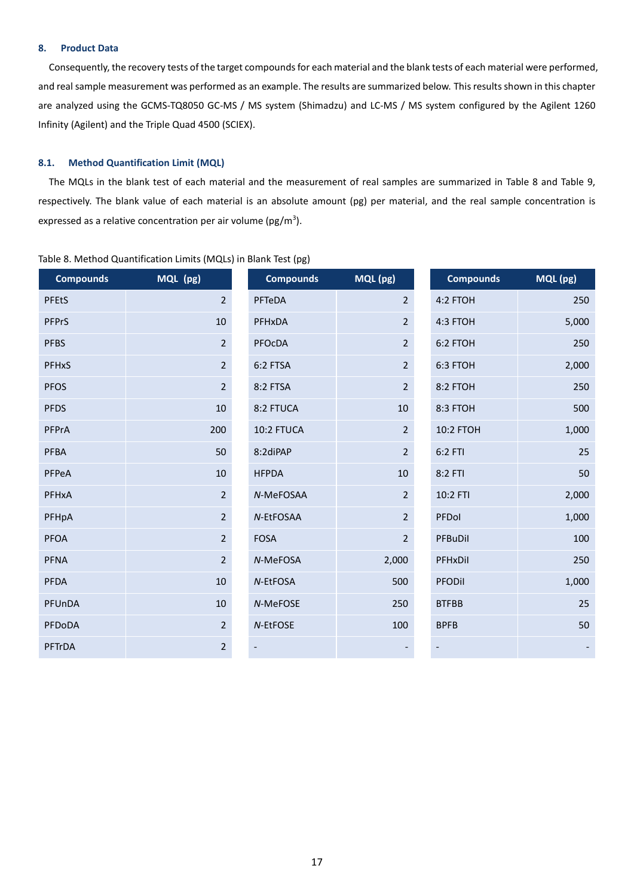## 8. Product Data

Consequently, the recovery tests of the target compounds for each material and the blank tests of each material were performed, and real sample measurement was performed as an example. The results are summarized below. This results shown in this chapter are analyzed using the GCMS-TQ8050 GC-MS / MS system (Shimadzu) and LC-MS / MS system configured by the Agilent 1260 Infinity (Agilent) and the Triple Quad 4500 (SCIEX).

### 8.1. Method Quantification Limit (MQL)

The MQLs in the blank test of each material and the measurement of real samples are summarized in Table 8 and Table 9, respectively. The blank value of each material is an absolute amount (pg) per material, and the real sample concentration is expressed as a relative concentration per air volume (pg/m$^3$).

Table 8. Method Quantification Limits (MQLs) in Blank Test (pg)

| Compounds | MQL (pg) | Compounds | MQL (pg) | Compounds | MQL (pg) |
|---|---|---|---|---|---|
| PFEtS | 2 | PFTeDA | 2 | 4:2 FTOH | 250 |
| PFPrS | 10 | PFHxDA | 2 | 4:3 FTOH | 5,000 |
| PFBS | 2 | PFOcDA | 2 | 6:2 FTOH | 250 |
| PFHxS | 2 | 6:2 FTSA | 2 | 6:3 FTOH | 2,000 |
| PFOS | 2 | 8:2 FTSA | 2 | 8:2 FTOH | 250 |
| PFDS | 10 | 8:2 FTUCA | 10 | 8:3 FTOH | 500 |
| PFPrA | 200 | 10:2 FTUCA | 2 | 10:2 FTOH | 1,000 |
| PFBA | 50 | 8:2diPAP | 2 | 6:2 FTI | 25 |
| PFPeA | 10 | HFPDA | 10 | 8:2 FTI | 50 |
| PFHxA | 2 | *N*-MeFOSAA | 2 | 10:2 FTI | 2,000 |
| PFHpA | 2 | *N*-EtFOSAA | 2 | PFDoI | 1,000 |
| PFOA | 2 | FOSA | 2 | PFBuDiI | 100 |
| PFNA | 2 | *N*-MeFOSA | 2,000 | PFHxDiI | 250 |
| PFDA | 10 | *N*-EtFOSA | 500 | PFODiI | 1,000 |
| PFUnDA | 10 | *N*-MeFOSE | 250 | BTFBB | 25 |
| PFDoDA | 2 | *N*-EtFOSE | 100 | BPFB | 50 |
| PFTrDA | 2 | - | - | - | - |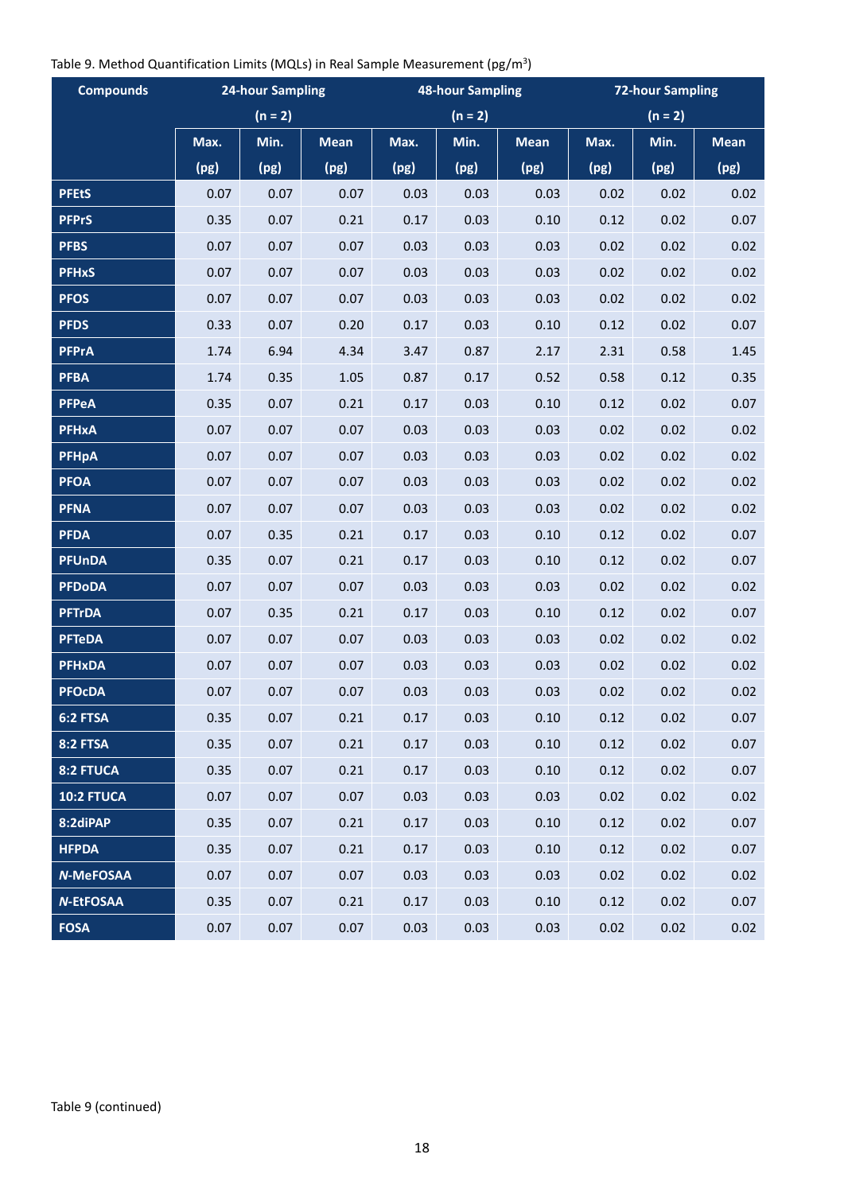Table 9. Method Quantification Limits (MQLs) in Real Sample Measurement (pg/m[3])

| Compounds | 24-hour Sampling (n = 2) | | | 48-hour Sampling (n = 2) | | | 72-hour Sampling (n = 2) | | |
|---|---|---|---|---|---|---|---|---|---|
| | Max. (pg) | Min. (pg) | Mean (pg) | Max. (pg) | Min. (pg) | Mean (pg) | Max. (pg) | Min. (pg) | Mean (pg) |
| **PFEtS** | 0.07 | 0.07 | 0.07 | 0.03 | 0.03 | 0.03 | 0.02 | 0.02 | 0.02 |
| **PFPrS** | 0.35 | 0.07 | 0.21 | 0.17 | 0.03 | 0.10 | 0.12 | 0.02 | 0.07 |
| **PFBS** | 0.07 | 0.07 | 0.07 | 0.03 | 0.03 | 0.03 | 0.02 | 0.02 | 0.02 |
| **PFHxS** | 0.07 | 0.07 | 0.07 | 0.03 | 0.03 | 0.03 | 0.02 | 0.02 | 0.02 |
| **PFOS** | 0.07 | 0.07 | 0.07 | 0.03 | 0.03 | 0.03 | 0.02 | 0.02 | 0.02 |
| **PFDS** | 0.33 | 0.07 | 0.20 | 0.17 | 0.03 | 0.10 | 0.12 | 0.02 | 0.07 |
| **PFPrA** | 1.74 | 6.94 | 4.34 | 3.47 | 0.87 | 2.17 | 2.31 | 0.58 | 1.45 |
| **PFBA** | 1.74 | 0.35 | 1.05 | 0.87 | 0.17 | 0.52 | 0.58 | 0.12 | 0.35 |
| **PFPeA** | 0.35 | 0.07 | 0.21 | 0.17 | 0.03 | 0.10 | 0.12 | 0.02 | 0.07 |
| **PFHxA** | 0.07 | 0.07 | 0.07 | 0.03 | 0.03 | 0.03 | 0.02 | 0.02 | 0.02 |
| **PFHpA** | 0.07 | 0.07 | 0.07 | 0.03 | 0.03 | 0.03 | 0.02 | 0.02 | 0.02 |
| **PFOA** | 0.07 | 0.07 | 0.07 | 0.03 | 0.03 | 0.03 | 0.02 | 0.02 | 0.02 |
| **PFNA** | 0.07 | 0.07 | 0.07 | 0.03 | 0.03 | 0.03 | 0.02 | 0.02 | 0.02 |
| **PFDA** | 0.07 | 0.35 | 0.21 | 0.17 | 0.03 | 0.10 | 0.12 | 0.02 | 0.07 |
| **PFUnDA** | 0.35 | 0.07 | 0.21 | 0.17 | 0.03 | 0.10 | 0.12 | 0.02 | 0.07 |
| **PFDoDA** | 0.07 | 0.07 | 0.07 | 0.03 | 0.03 | 0.03 | 0.02 | 0.02 | 0.02 |
| **PFTrDA** | 0.07 | 0.35 | 0.21 | 0.17 | 0.03 | 0.10 | 0.12 | 0.02 | 0.07 |
| **PFTeDA** | 0.07 | 0.07 | 0.07 | 0.03 | 0.03 | 0.03 | 0.02 | 0.02 | 0.02 |
| **PFHxDA** | 0.07 | 0.07 | 0.07 | 0.03 | 0.03 | 0.03 | 0.02 | 0.02 | 0.02 |
| **PFOcDA** | 0.07 | 0.07 | 0.07 | 0.03 | 0.03 | 0.03 | 0.02 | 0.02 | 0.02 |
| **6:2 FTSA** | 0.35 | 0.07 | 0.21 | 0.17 | 0.03 | 0.10 | 0.12 | 0.02 | 0.07 |
| **8:2 FTSA** | 0.35 | 0.07 | 0.21 | 0.17 | 0.03 | 0.10 | 0.12 | 0.02 | 0.07 |
| **8:2 FTUCA** | 0.35 | 0.07 | 0.21 | 0.17 | 0.03 | 0.10 | 0.12 | 0.02 | 0.07 |
| **10:2 FTUCA** | 0.07 | 0.07 | 0.07 | 0.03 | 0.03 | 0.03 | 0.02 | 0.02 | 0.02 |
| **8:2diPAP** | 0.35 | 0.07 | 0.21 | 0.17 | 0.03 | 0.10 | 0.12 | 0.02 | 0.07 |
| **HFPDA** | 0.35 | 0.07 | 0.21 | 0.17 | 0.03 | 0.10 | 0.12 | 0.02 | 0.07 |
| ***N*-MeFOSAA** | 0.07 | 0.07 | 0.07 | 0.03 | 0.03 | 0.03 | 0.02 | 0.02 | 0.02 |
| ***N*-EtFOSAA** | 0.35 | 0.07 | 0.21 | 0.17 | 0.03 | 0.10 | 0.12 | 0.02 | 0.07 |
| **FOSA** | 0.07 | 0.07 | 0.07 | 0.03 | 0.03 | 0.03 | 0.02 | 0.02 | 0.02 |

Table 9 (continued)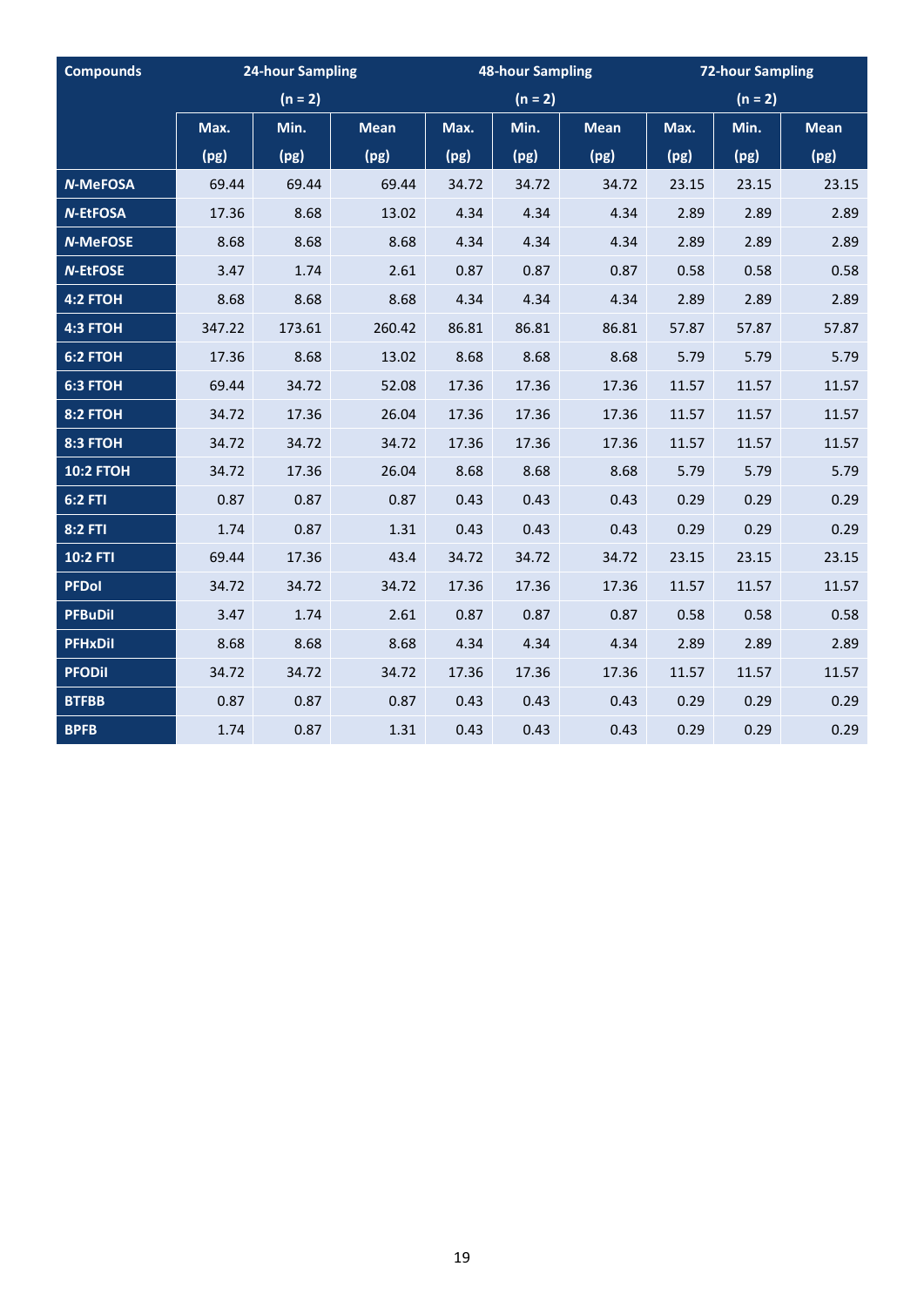| Compounds | 24-hour Sampling (n = 2) | | | 48-hour Sampling (n = 2) | | | 72-hour Sampling (n = 2) | | |
|---|---|---|---|---|---|---|---|---|---|
| | Max. (pg) | Min. (pg) | Mean (pg) | Max. (pg) | Min. (pg) | Mean (pg) | Max. (pg) | Min. (pg) | Mean (pg) |
| *N*-MeFOSA | 69.44 | 69.44 | 69.44 | 34.72 | 34.72 | 34.72 | 23.15 | 23.15 | 23.15 |
| *N*-EtFOSA | 17.36 | 8.68 | 13.02 | 4.34 | 4.34 | 4.34 | 2.89 | 2.89 | 2.89 |
| *N*-MeFOSE | 8.68 | 8.68 | 8.68 | 4.34 | 4.34 | 4.34 | 2.89 | 2.89 | 2.89 |
| *N*-EtFOSE | 3.47 | 1.74 | 2.61 | 0.87 | 0.87 | 0.87 | 0.58 | 0.58 | 0.58 |
| 4:2 FTOH | 8.68 | 8.68 | 8.68 | 4.34 | 4.34 | 4.34 | 2.89 | 2.89 | 2.89 |
| 4:3 FTOH | 347.22 | 173.61 | 260.42 | 86.81 | 86.81 | 86.81 | 57.87 | 57.87 | 57.87 |
| 6:2 FTOH | 17.36 | 8.68 | 13.02 | 8.68 | 8.68 | 8.68 | 5.79 | 5.79 | 5.79 |
| 6:3 FTOH | 69.44 | 34.72 | 52.08 | 17.36 | 17.36 | 17.36 | 11.57 | 11.57 | 11.57 |
| 8:2 FTOH | 34.72 | 17.36 | 26.04 | 17.36 | 17.36 | 17.36 | 11.57 | 11.57 | 11.57 |
| 8:3 FTOH | 34.72 | 34.72 | 34.72 | 17.36 | 17.36 | 17.36 | 11.57 | 11.57 | 11.57 |
| 10:2 FTOH | 34.72 | 17.36 | 26.04 | 8.68 | 8.68 | 8.68 | 5.79 | 5.79 | 5.79 |
| 6:2 FTI | 0.87 | 0.87 | 0.87 | 0.43 | 0.43 | 0.43 | 0.29 | 0.29 | 0.29 |
| 8:2 FTI | 1.74 | 0.87 | 1.31 | 0.43 | 0.43 | 0.43 | 0.29 | 0.29 | 0.29 |
| 10:2 FTI | 69.44 | 17.36 | 43.4 | 34.72 | 34.72 | 34.72 | 23.15 | 23.15 | 23.15 |
| PFDoI | 34.72 | 34.72 | 34.72 | 17.36 | 17.36 | 17.36 | 11.57 | 11.57 | 11.57 |
| PFBuDiI | 3.47 | 1.74 | 2.61 | 0.87 | 0.87 | 0.87 | 0.58 | 0.58 | 0.58 |
| PFHxDiI | 8.68 | 8.68 | 8.68 | 4.34 | 4.34 | 4.34 | 2.89 | 2.89 | 2.89 |
| PFODiI | 34.72 | 34.72 | 34.72 | 17.36 | 17.36 | 17.36 | 11.57 | 11.57 | 11.57 |
| BTFBB | 0.87 | 0.87 | 0.87 | 0.43 | 0.43 | 0.43 | 0.29 | 0.29 | 0.29 |
| BPFB | 1.74 | 0.87 | 1.31 | 0.43 | 0.43 | 0.43 | 0.29 | 0.29 | 0.29 |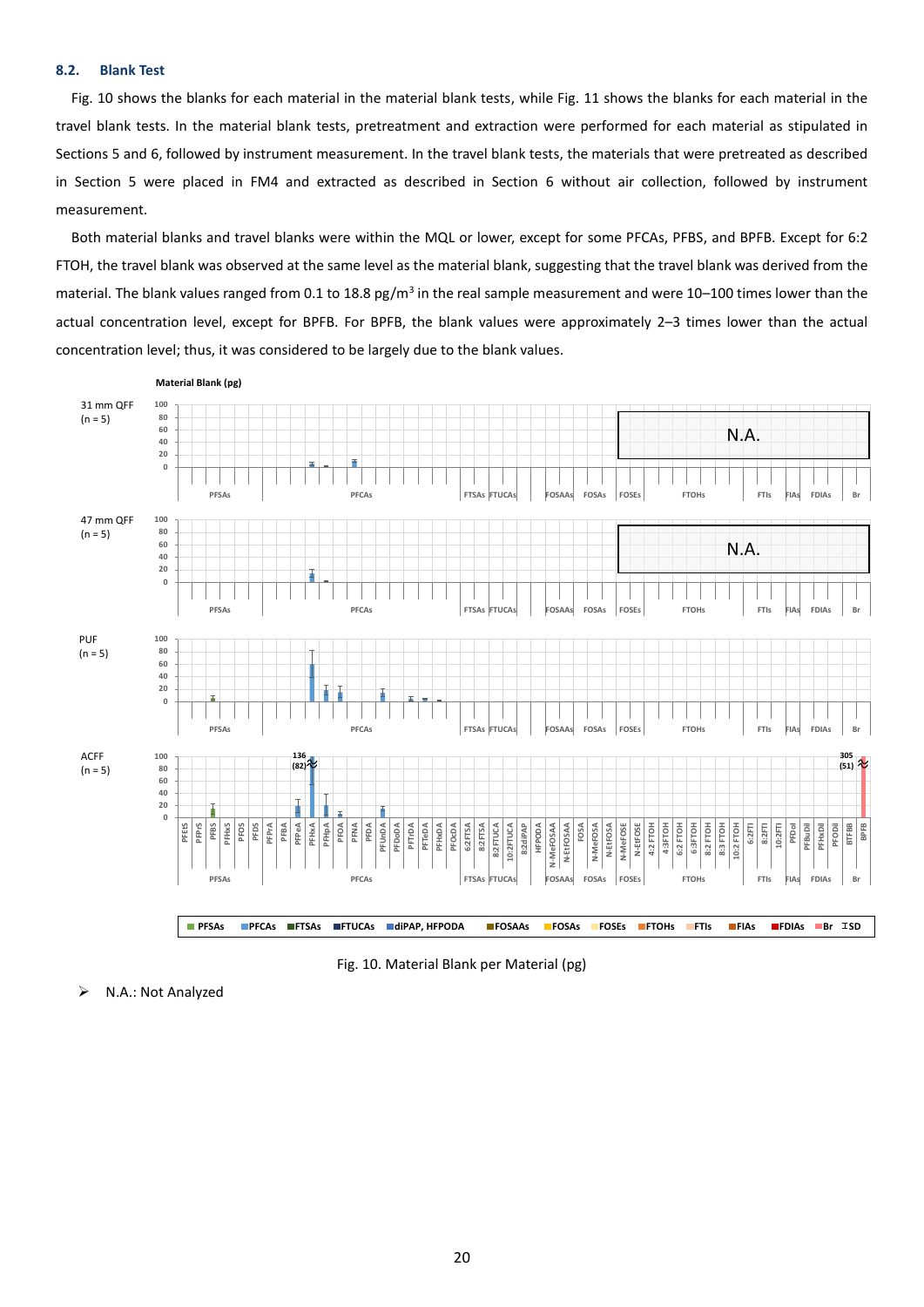### 8.2. Blank Test

Fig. 10 shows the blanks for each material in the material blank tests, while Fig. 11 shows the blanks for each material in the travel blank tests. In the material blank tests, pretreatment and extraction were performed for each material as stipulated in Sections 5 and 6, followed by instrument measurement. In the travel blank tests, the materials that were pretreated as described in Section 5 were placed in FM4 and extracted as described in Section 6 without air collection, followed by instrument measurement.

Both material blanks and travel blanks were within the MQL or lower, except for some PFCAs, PFBS, and BPFB. Except for 6:2 FTOH, the travel blank was observed at the same level as the material blank, suggesting that the travel blank was derived from the material. The blank values ranged from 0.1 to 18.8 pg/m$^3$ in the real sample measurement and were 10–100 times lower than the actual concentration level, except for BPFB. For BPFB, the blank values were approximately 2–3 times lower than the actual concentration level; thus, it was considered to be largely due to the blank values.

Material Blank (pg)

31 mm QFF (n = 5)
N.A.

47 mm QFF (n = 5)
N.A.

PUF (n = 5)

ACFF (n = 5)
136 (82)
305 (51)

0 20 40 60 80 100

PFEtS PFPrS PFBS PFHxS PFOS PFDS PFPrA PFBA PFPeA PFHxA PFHpA PFOA PFNA PFDA PFUnDA PFDoDA PFTrDA PFTeDA PFHxDA PFOcDA 6:2 FTSA 8:2 FTSA 8:2 FTUCA 10:2 FTUCA 8:2diPAP HFPODA N-MeFOSAA N-EtFOSAA FOSA N-MeFOSA N-EtFOSA N-MeFOSE N-EtFOSE 4:2 FTOH 4:3FTOH 6:2 FTOH 6:3FTOH 8:2 FTOH 8:3 FTOH 10:2 FTOH 6:2FTI 8:2FTI 10:2FTI PFDol PFBuDil PFHxDil PFODil BTFBB BPFB

PFSAs PFCAs FTSAs FTUCAs FOSAAs FOSAs FOSEs FTOHs FTIs FIAs FDIAs Br

PFSAs PFCAs FTSAs FTUCAs diPAP, HFPODA FOSAAs FOSAs FOSEs FTOHs FTIs FIAs FDIAs Br SD

Fig. 10. Material Blank per Material (pg)

➢ N.A.: Not Analyzed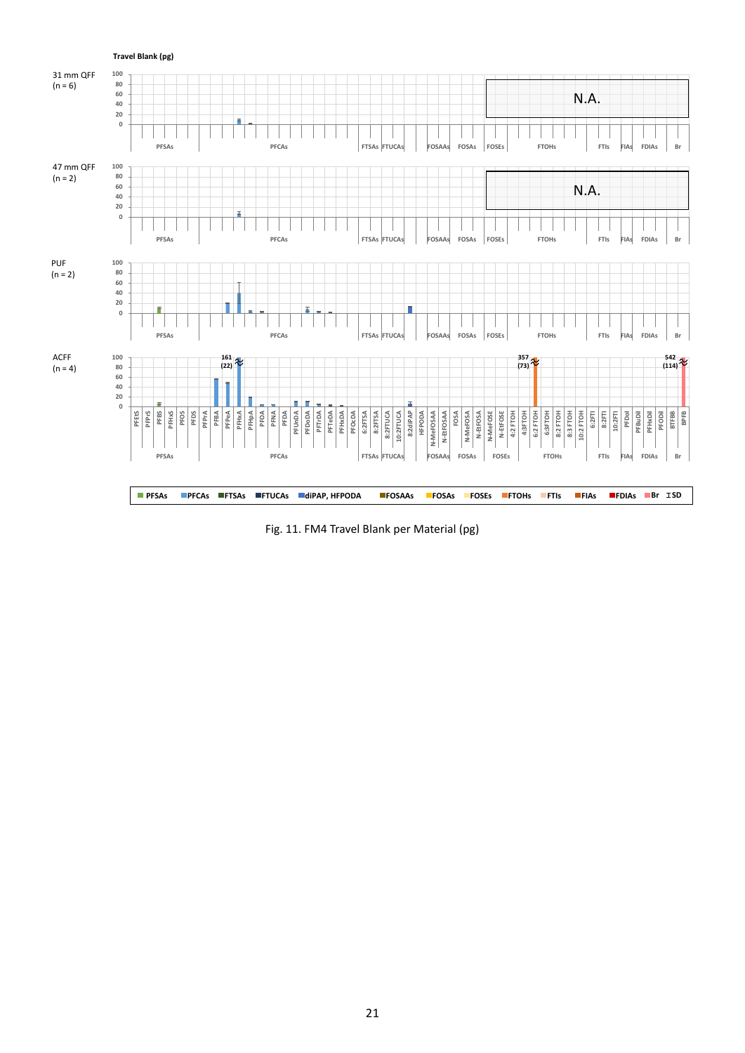Travel Blank (pg)

31 mm QFF (n = 6)

N.A.

47 mm QFF (n = 2)

N.A.

PUF (n = 2)

ACFF (n = 4)

161 (22)

357 (73)

542 (114)

PFEtS PFPrS PFBS PFHxS PFOS PFDS PFPrA PFBA PFPeA PFHxA PFHpA PFOA PFNA PFDA PFUnDA PFDoDA PFTrDA PFTeDA PFHxDA PFOcDA 6:2FTSA 8:2FTSA 8:2FTUCA 10:2FTUCA 8:2diPAP HFPODA N-MeFOSAA N-EtFOSAA FOSA N-MeFOSA N-EtFOSA N-MeFOSE N-EtFOSE 4:2 FTOH 4:3FTOH 6:2 FTOH 6:3FTOH 8:2 FTOH 8:3 FTOH 10:2 FTOH 6:2FTI 8:2FTI 10:2FTI PFDoI PFBuDiI PFHxDiI PFODiI BTFBB BPFB

PFSAs | PFCAs | FTSAs | FTUCAs | FOSAAs | FOSAs | FOSEs | FTOHs | FTIs | FIAs | FDIAs | Br

PFSAs PFCAs FTSAs FTUCAs diPAP, HFPODA FOSAAs FOSAs FOSEs FTOHs FTIs FIAs FDIAs Br SD

Fig. 11. FM4 Travel Blank per Material (pg)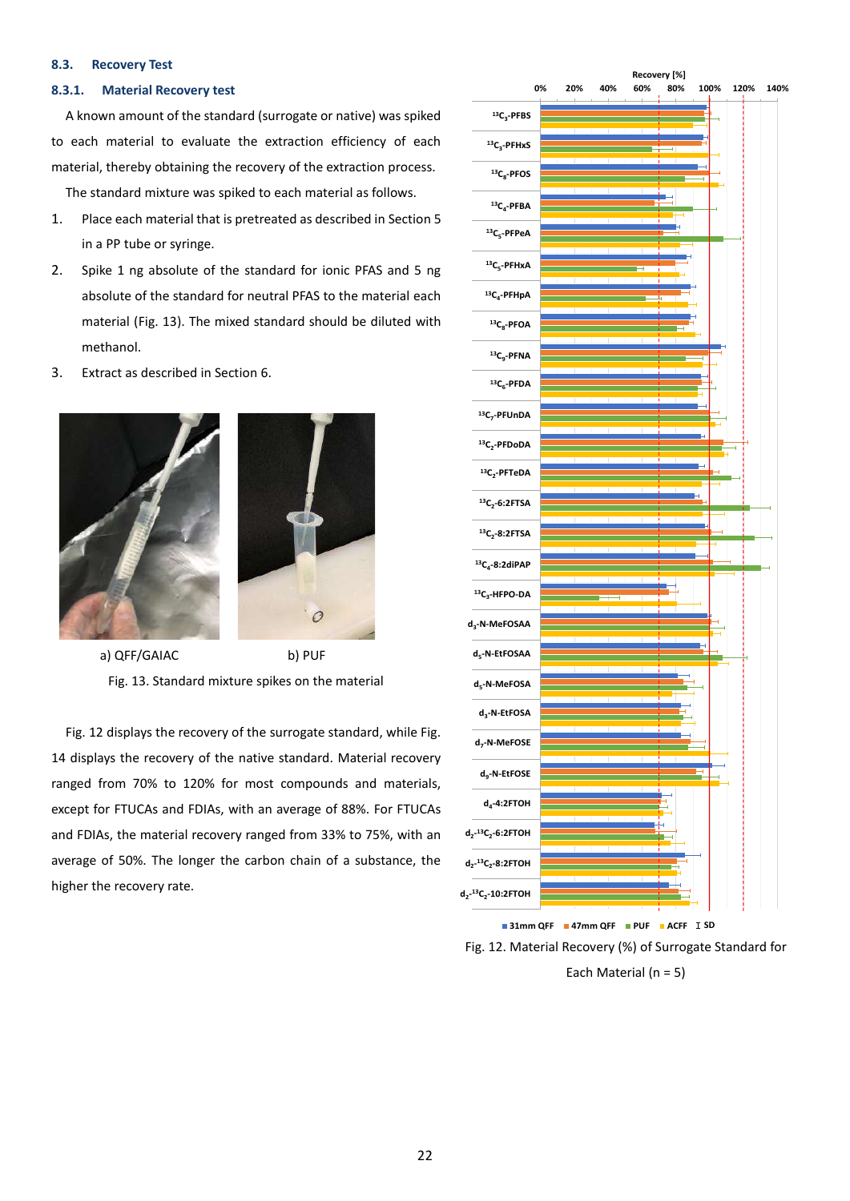### 8.3. Recovery Test

#### 8.3.1. Material Recovery test

A known amount of the standard (surrogate or native) was spiked to each material to evaluate the extraction efficiency of each material, thereby obtaining the recovery of the extraction process.

The standard mixture was spiked to each material as follows.

1. Place each material that is pretreated as described in Section 5 in a PP tube or syringe.
2. Spike 1 ng absolute of the standard for ionic PFAS and 5 ng absolute of the standard for neutral PFAS to the material each material (Fig. 13). The mixed standard should be diluted with methanol.
3. Extract as described in Section 6.

a) QFF/GAIAC

b) PUF

Fig. 13. Standard mixture spikes on the material

Fig. 12 displays the recovery of the surrogate standard, while Fig. 14 displays the recovery of the native standard. Material recovery ranged from 70% to 120% for most compounds and materials, except for FTUCAs and FDIAs, with an average of 88%. For FTUCAs and FDIAs, the material recovery ranged from 33% to 75%, with an average of 50%. The longer the carbon chain of a substance, the higher the recovery rate.

Recovery [%]

0% 20% 40% 60% 80% 100% 120% 140%

$^{13}C_3$-PFBS
$^{13}C_3$-PFHxS
$^{13}C_8$-PFOS
$^{13}C_4$-PFBA
$^{13}C_5$-PFPeA
$^{13}C_5$-PFHxA
$^{13}C_4$-PFHpA
$^{13}C_8$-PFOA
$^{13}C_9$-PFNA
$^{13}C_6$-PFDA
$^{13}C_7$-PFUnDA
$^{13}C_2$-PFDoDA
$^{13}C_2$-PFTeDA
$^{13}C_2$-6:2FTSA
$^{13}C_2$-8:2FTSA
$^{13}C_4$-8:2diPAP
$^{13}C_3$-HFPO-DA
$d_3$-N-MeFOSAA
$d_5$-N-EtFOSAA
$d_3$-N-MeFOSA
$d_5$-N-EtFOSA
$d_7$-N-MeFOSE
$d_9$-N-EtFOSE
$d_4$-4:2FTOH
$d_2$-$^{13}C_2$-6:2FTOH
$d_2$-$^{13}C_2$-8:2FTOH
$d_2$-$^{13}C_2$-10:2FTOH

31mm QFF 47mm QFF PUF ACFF SD

Fig. 12. Material Recovery (%) of Surrogate Standard for Each Material (n = 5)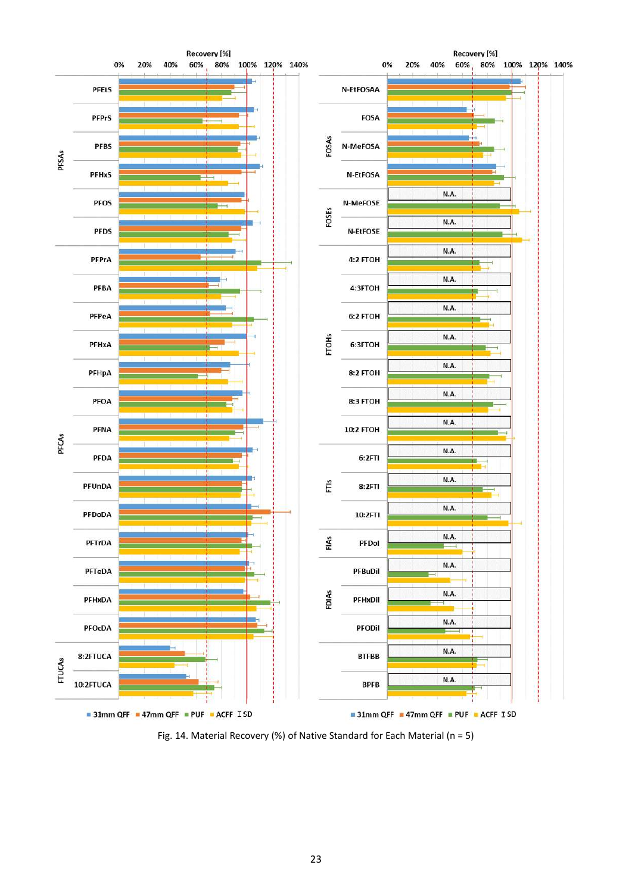Recovery [%]

0% 20% 40% 60% 80% 100% 120% 140%

PFSAs: PFEtS, PFPrS, PFBS, PFHxS, PFOS, PFDS

PFCAs: PFPrA, PFBA, PFPeA, PFHxA, PFHpA, PFOA, PFNA, PFDA, PFUnDA, PFDoDA, PFTrDA, PFTeDA, PFHxDA, PFOcDA

FTUCAs: 8:2FTUCA, 10:2FTUCA

31mm QFF 47mm QFF PUF ACFF SD

Recovery [%]

0% 20% 40% 60% 80% 100% 120% 140%

N-EtFOSAA

FOSAs: FOSA, N-MeFOSA, N-EtFOSA

FOSEs: N-MeFOSE, N-EtFOSE

FTOHs: 4:2 FTOH, 4:3FTOH, 6:2 FTOH, 6:3FTOH, 8:2 FTOH, 8:3 FTOH, 10:2 FTOH

FTIs: 6:2FTI, 8:2FTI, 10:2FTI

FIAs: PFDoI

FDIAs: PFBuDiI, PFHxDiI, PFODiI

BTFBB

BPFB

N.A.

31mm QFF 47mm QFF PUF ACFF SD

Fig. 14. Material Recovery (%) of Native Standard for Each Material (n = 5)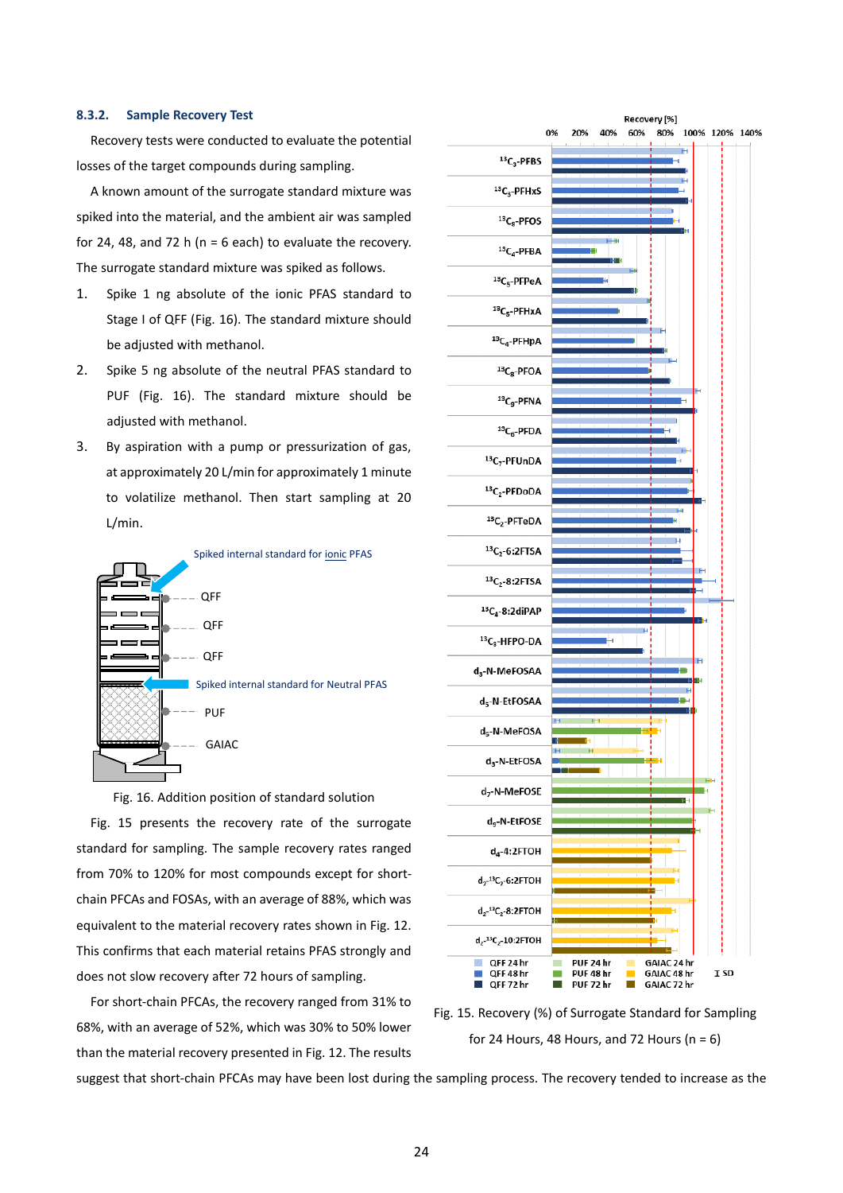### 8.3.2. Sample Recovery Test

Recovery tests were conducted to evaluate the potential losses of the target compounds during sampling.

A known amount of the surrogate standard mixture was spiked into the material, and the ambient air was sampled for 24, 48, and 72 h (n = 6 each) to evaluate the recovery. The surrogate standard mixture was spiked as follows.

1. Spike 1 ng absolute of the ionic PFAS standard to Stage I of QFF (Fig. 16). The standard mixture should be adjusted with methanol.
2. Spike 5 ng absolute of the neutral PFAS standard to PUF (Fig. 16). The standard mixture should be adjusted with methanol.
3. By aspiration with a pump or pressurization of gas, at approximately 20 L/min for approximately 1 minute to volatilize methanol. Then start sampling at 20 L/min.

Spiked internal standard for ionic PFAS
QFF
QFF
QFF
Spiked internal standard for Neutral PFAS
PUF
GAIAC

Fig. 16. Addition position of standard solution

Fig. 15 presents the recovery rate of the surrogate standard for sampling. The sample recovery rates ranged from 70% to 120% for most compounds except for short-chain PFCAs and FOSAs, with an average of 88%, which was equivalent to the material recovery rates shown in Fig. 12. This confirms that each material retains PFAS strongly and does not slow recovery after 72 hours of sampling.

For short-chain PFCAs, the recovery ranged from 31% to 68%, with an average of 52%, which was 30% to 50% lower than the material recovery presented in Fig. 12. The results suggest that short-chain PFCAs may have been lost during the sampling process. The recovery tended to increase as the

Recovery [%]
0% 20% 40% 60% 80% 100% 120% 140%

$^{13}C_3$-PFBS
$^{13}C_3$-PFHxS
$^{13}C_8$-PFOS
$^{13}C_4$-PFBA
$^{13}C_5$-PFPeA
$^{13}C_5$-PFHxA
$^{13}C_4$-PFHpA
$^{13}C_8$-PFOA
$^{13}C_9$-PFNA
$^{13}C_6$-PFDA
$^{13}C_7$-PFUnDA
$^{13}C_2$-PFDoDA
$^{13}C_2$-PFTeDA
$^{13}C_2$-6:2FTSA
$^{13}C_2$-8:2FTSA
$^{13}C_4$-8:2diPAP
$^{13}C_3$-HFPO-DA
$d_3$-N-MeFOSAA
$d_5$-N-EtFOSAA
$d_3$-N-MeFOSA
$d_5$-N-EtFOSA
$d_7$-N-MeFOSE
$d_9$-N-EtFOSE
$d_4$-4:2FTOH
$d_2$-$^{13}C_2$-6:2FTOH
$d_2$-$^{13}C_2$-8:2FTOH
$d_2$-$^{13}C_2$-10:2FTOH

QFF 24 hr
QFF 48 hr
QFF 72 hr
PUF 24 hr
PUF 48 hr
PUF 72 hr
GAIAC 24 hr
GAIAC 48 hr
GAIAC 72 hr
I SD

Fig. 15. Recovery (%) of Surrogate Standard for Sampling for 24 Hours, 48 Hours, and 72 Hours (n = 6)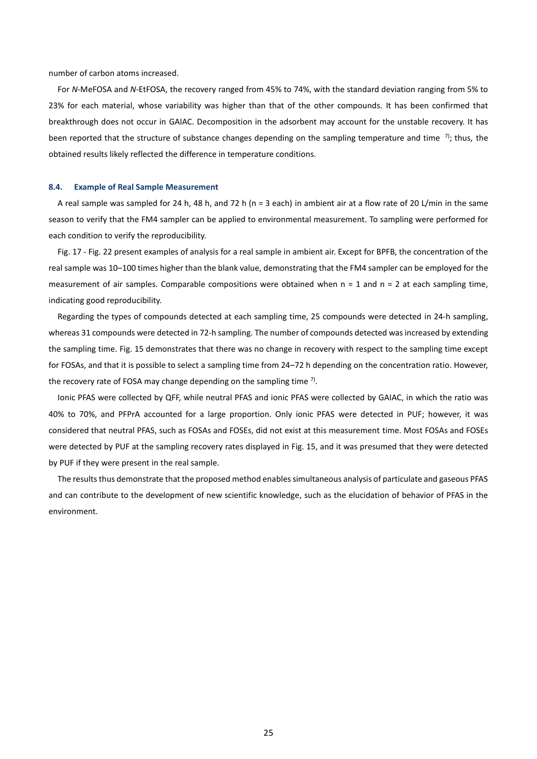number of carbon atoms increased.

For *N*-MeFOSA and *N*-EtFOSA, the recovery ranged from 45% to 74%, with the standard deviation ranging from 5% to 23% for each material, whose variability was higher than that of the other compounds. It has been confirmed that breakthrough does not occur in GAIAC. Decomposition in the adsorbent may account for the unstable recovery. It has been reported that the structure of substance changes depending on the sampling temperature and time [7]; thus, the obtained results likely reflected the difference in temperature conditions.

### 8.4. Example of Real Sample Measurement

A real sample was sampled for 24 h, 48 h, and 72 h (n = 3 each) in ambient air at a flow rate of 20 L/min in the same season to verify that the FM4 sampler can be applied to environmental measurement. To sampling were performed for each condition to verify the reproducibility.

Fig. 17 - Fig. 22 present examples of analysis for a real sample in ambient air. Except for BPFB, the concentration of the real sample was 10–100 times higher than the blank value, demonstrating that the FM4 sampler can be employed for the measurement of air samples. Comparable compositions were obtained when n = 1 and n = 2 at each sampling time, indicating good reproducibility.

Regarding the types of compounds detected at each sampling time, 25 compounds were detected in 24-h sampling, whereas 31 compounds were detected in 72-h sampling. The number of compounds detected was increased by extending the sampling time. Fig. 15 demonstrates that there was no change in recovery with respect to the sampling time except for FOSAs, and that it is possible to select a sampling time from 24–72 h depending on the concentration ratio. However, the recovery rate of FOSA may change depending on the sampling time [7].

Ionic PFAS were collected by QFF, while neutral PFAS and ionic PFAS were collected by GAIAC, in which the ratio was 40% to 70%, and PFPrA accounted for a large proportion. Only ionic PFAS were detected in PUF; however, it was considered that neutral PFAS, such as FOSAs and FOSEs, did not exist at this measurement time. Most FOSAs and FOSEs were detected by PUF at the sampling recovery rates displayed in Fig. 15, and it was presumed that they were detected by PUF if they were present in the real sample.

The results thus demonstrate that the proposed method enables simultaneous analysis of particulate and gaseous PFAS and can contribute to the development of new scientific knowledge, such as the elucidation of behavior of PFAS in the environment.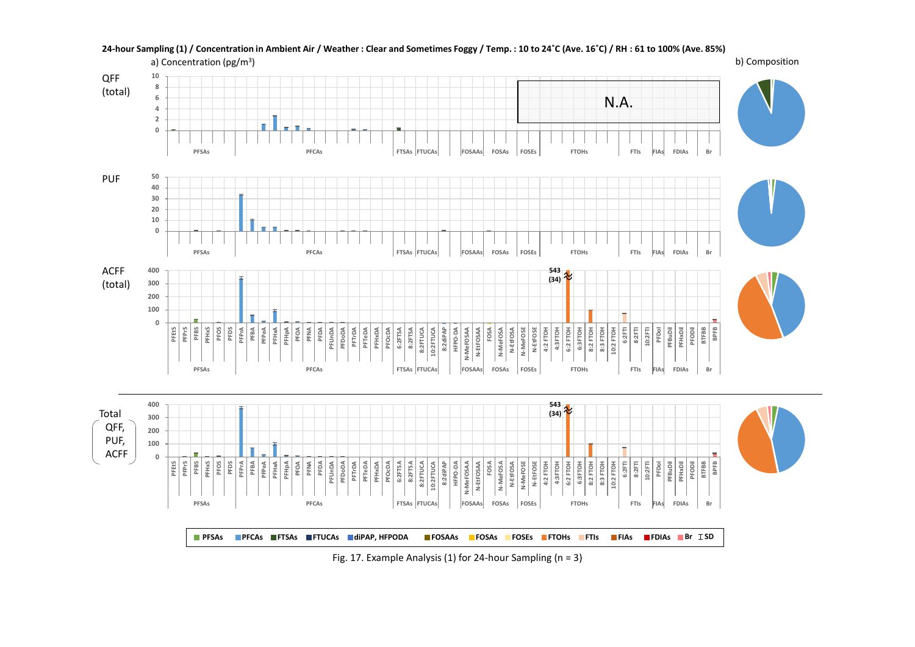24-hour Sampling (1) / Concentration in Ambient Air / Weather : Clear and Sometimes Foggy / Temp. : 10 to 24˚C (Ave. 16˚C) / RH : 61 to 100% (Ave. 85%)

a) Concentration (pg/m³)

b) Composition

QFF (total)

N.A.

PUF

ACFF (total)

543 (34)

Total QFF, PUF, ACFF

543 (34)

PFSAs: PFEtS, PFPrS, PFBS, PFHxS, PFOS, PFDS

PFCAs: PFPrA, PFBA, PFPeA, PFHxA, PFHpA, PFOA, PFNA, PFDA, PFUnDA, PFDoDA, PFTrDA, PFTeDA, PFHxDA, PFOcDA

FTSAs: 6:2FTSA, 8:2FTSA

FTUCAs: 8:2FTUCA, 10:2FTUCA

8:2diPAP, HFPO-DA

FOSAAs: N-MeFOSAA, N-EtFOSAA

FOSAs: FOSA, N-MeFOSA, N-EtFOSA

FOSEs: N-MeFOSE, N-EtFOSE

FTOHs: 4:2 FTOH, 4:3FTOH, 6:2 FTOH, 6:3FTOH, 8:2 FTOH, 8:3 FTOH, 10:2 FTOH

FTIs: 6:2FTI, 8:2FTI, 10:2FTI

FIAs: PFDoI

FDIAs: PFBuDI, PFHxDI, PFODI

Br: BTFBB, BPFB

Legend: PFSAs, PFCAs, FTSAs, FTUCAs, diPAP, HFPODA, FOSAAs, FOSAs, FOSEs, FTOHs, FTIs, FIAs, FDIAs, Br, SD

Fig. 17. Example Analysis (1) for 24-hour Sampling (n = 3)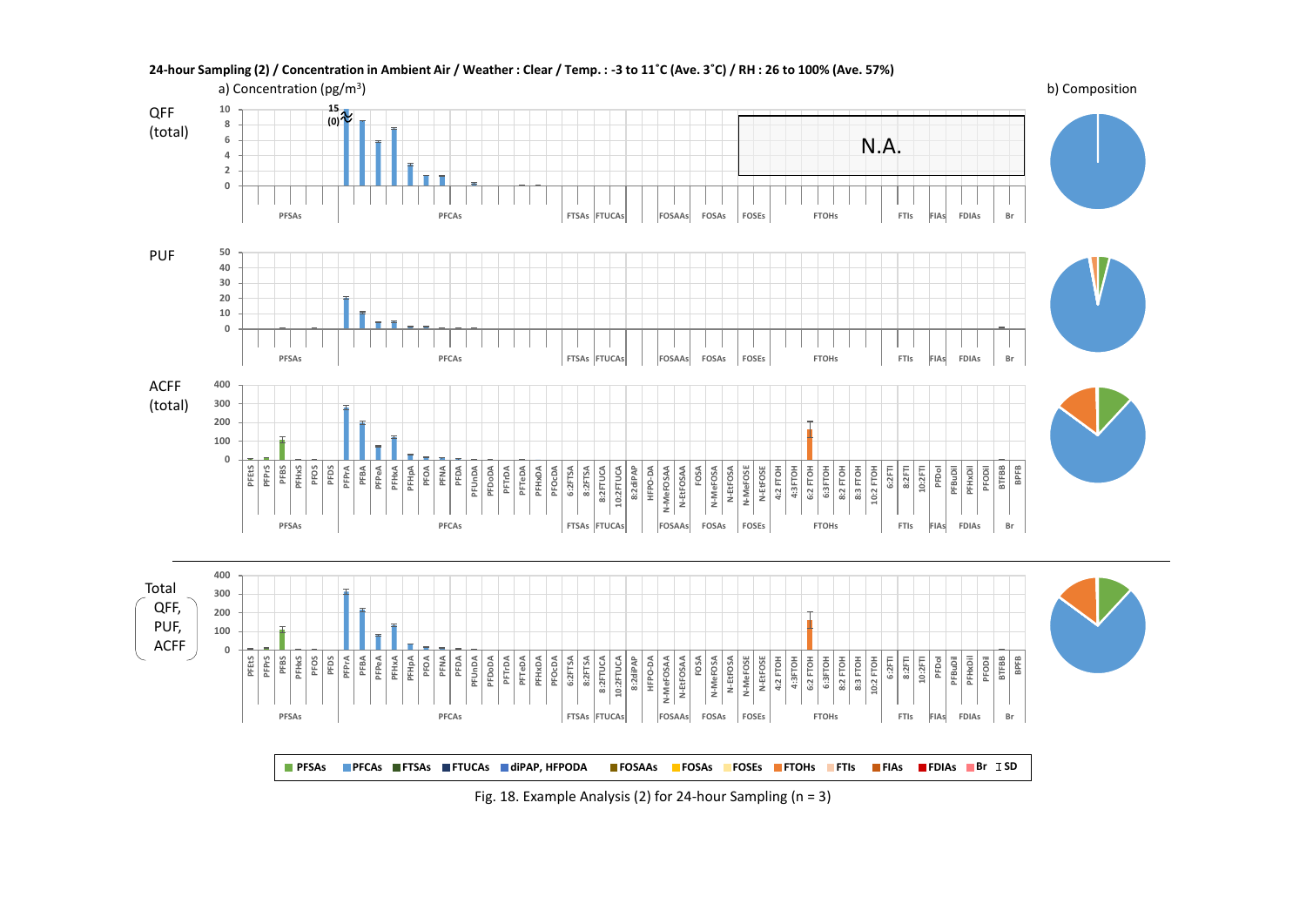**24-hour Sampling (2) / Concentration in Ambient Air / Weather : Clear / Temp. : -3 to 11˚C (Ave. 3˚C) / RH : 26 to 100% (Ave. 57%)**

a) Concentration (pg/m³)

b) Composition

QFF (total)

10
8
6
4
2
0

15 (0)

N.A.

PUF

50
40
30
20
10
0

ACFF (total)

400
300
200
100
0

Total QFF, PUF, ACFF

400
300
200
100
0

PFEtS PFPrS PFBS PFHxS PFOS PFDS PFPrA PFBA PFPeA PFHxA PFHpA PFOA PFNA PFDA PFUnDA PFDoDA PFTrDA PFTeDA PFHxDA PFOcDA 6:2FTSA 8:2FTSA 8:2FTUCA 10:2FTUCA 8:2diPAP HFPO-DA N-MeFOSAA N-EtFOSAA FOSA N-MeFOSA N-EtFOSA N-MeFOSE N-EtFOSE 4:2 FTOH 4:3FTOH 6:2 FTOH 6:3FTOH 8:2 FTOH 8:3 FTOH 10:2 FTOH 6:2FTI 8:2FTI 10:2FTI PFDoI PFBuDiI PFHxDiI PFODiI BTFBB BPFB

PFSAs PFCAs FTSAs FTUCAs FOSAAs FOSAs FOSEs FTOHs FTIs FIAs FDIAs Br

PFSAs PFCAs FTSAs FTUCAs diPAP, HFPODA FOSAAs FOSAs FOSEs FTOHs FTIs FIAs FDIAs Br SD

Fig. 18. Example Analysis (2) for 24-hour Sampling (n = 3)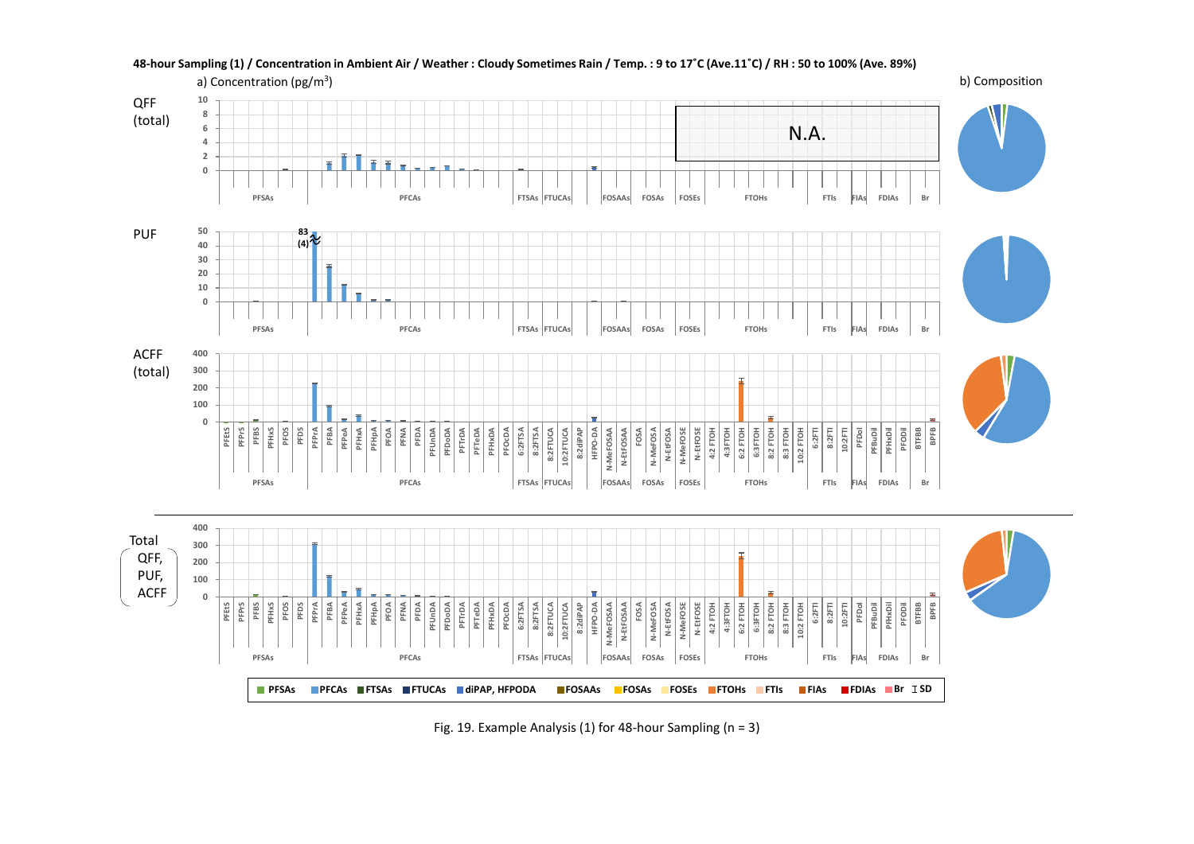48-hour Sampling (1) / Concentration in Ambient Air / Weather : Cloudy Sometimes Rain / Temp. : 9 to 17˚C (Ave.11˚C) / RH : 50 to 100% (Ave. 89%)

a) Concentration (pg/m$^3$)

b) Composition

QFF (total)

10
8
6
4
2
0

N.A.

PUF

50
40
30
20
10
0

83 (4)

ACFF (total)

400
300
200
100
0

Total (QFF, PUF, ACFF)

400
300
200
100
0

PFEtS PFPrS PFBS PFHxS PFOS PFDS PFPrA PFBA PFPeA PFHxA PFHpA PFOA PFNA PFDA PFUnDA PFDoDA PFTrDA PFTeDA PFHxDA PFOcDA 6:2FTSA 8:2FTSA 8:2FTUCA 10:2FTUCA 8:2diPAP HFPO-DA N-MeFOSAA N-EtFOSAA FOSA N-MeFOSA N-EtFOSA N-MeFOSE N-EtFOSE 4:2 FTOH 4:3FTOH 6:2 FTOH 6:3FTOH 8:2 FTOH 8:3 FTOH 10:2 FTOH 6:2FTI 8:2FTI 10:2FTI PFDoI PFBuDiI PFHxDiI PFODiI BTFBB BPFB

PFSAs PFCAs FTSAs FTUCAs FOSAAs FOSAs FOSEs FTOHs FTIs FIAs FDIAs Br

PFSAs PFCAs FTSAs FTUCAs diPAP, HFPODA FOSAAs FOSAs FOSEs FTOHs FTIs FIAs FDIAs Br SD

Fig. 19. Example Analysis (1) for 48-hour Sampling (n = 3)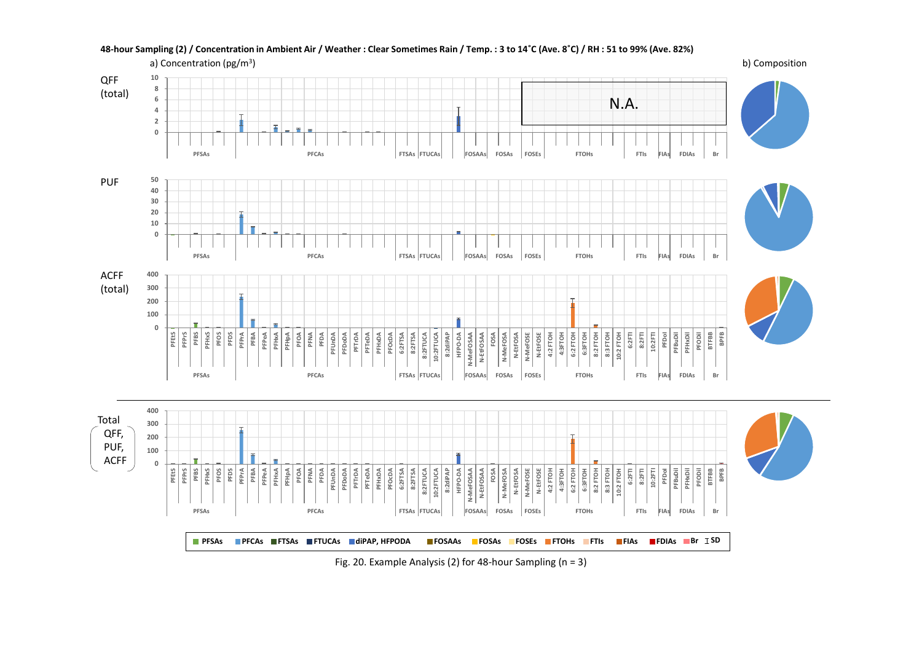48-hour Sampling (2) / Concentration in Ambient Air / Weather : Clear Sometimes Rain / Temp. : 3 to 14˚C (Ave. 8˚C) / RH : 51 to 99% (Ave. 82%)

a) Concentration (pg/m[3])

b) Composition

QFF (total)

10
8
6
4
2
0

N.A.

PFSAs PFCAs FTSAs FTUCAs FOSAAs FOSAs FOSEs FTOHs FTIs FIAs FDIAs Br

PUF

50
40
30
20
10
0

PFSAs PFCAs FTSAs FTUCAs FOSAAs FOSAs FOSEs FTOHs FTIs FIAs FDIAs Br

ACFF (total)

400
300
200
100
0

PFEtS PFPrS PFBS PFHxS PFOS PFDS PFPrA PFBA PFPeA PFHxA PFHpA PFOA PFNA PFDA PFUnDA PFDoDA PFTrDA PFTeDA PFHxDA PFOcDA 6:2FTSA 8:2FTSA 8:2FTUCA 10:2FTUCA 8:2diPAP HFPO-DA N-MeFOSAA N-EtFOSAA FOSA N-MeFOSA N-EtFOSA N-MeFOSE N-EtFOSE 4:2 FTOH 4:3FTOH 6:2 FTOH 6:3FTOH 8:2 FTOH 8:3 FTOH 10:2 FTOH 6:2FTI 8:2FTI 10:2FTI PFDoI PFBuDiI PFHxDiI PFODiI BTFBB BPFB

PFSAs PFCAs FTSAs FTUCAs FOSAAs FOSAs FOSEs FTOHs FTIs FIAs FDIAs Br

Total (QFF, PUF, ACFF)

400
300
200
100
0

PFEtS PFPrS PFBS PFHxS PFOS PFDS PFPrA PFBA PFPeA PFHxA PFHpA PFOA PFNA PFDA PFUnDA PFDoDA PFTrDA PFTeDA PFHxDA PFOcDA 6:2FTSA 8:2FTSA 8:2FTUCA 10:2FTUCA 8:2diPAP HFPO-DA N-MeFOSAA N-EtFOSAA FOSA N-MeFOSA N-EtFOSA N-MeFOSE N-EtFOSE 4:2 FTOH 4:3FTOH 6:2 FTOH 6:3FTOH 8:2 FTOH 8:3 FTOH 10:2 FTOH 6:2FTI 8:2FTI 10:2FTI PFDoI PFBuDiI PFHxDiI PFODiI BTFBB BPFB

PFSAs PFCAs FTSAs FTUCAs FOSAAs FOSAs FOSEs FTOHs FTIs FIAs FDIAs Br

PFSAs PFCAs FTSAs FTUCAs diPAP, HFPODA FOSAAs FOSAs FOSEs FTOHs FTIs FIAs FDIAs Br SD

Fig. 20. Example Analysis (2) for 48-hour Sampling (n = 3)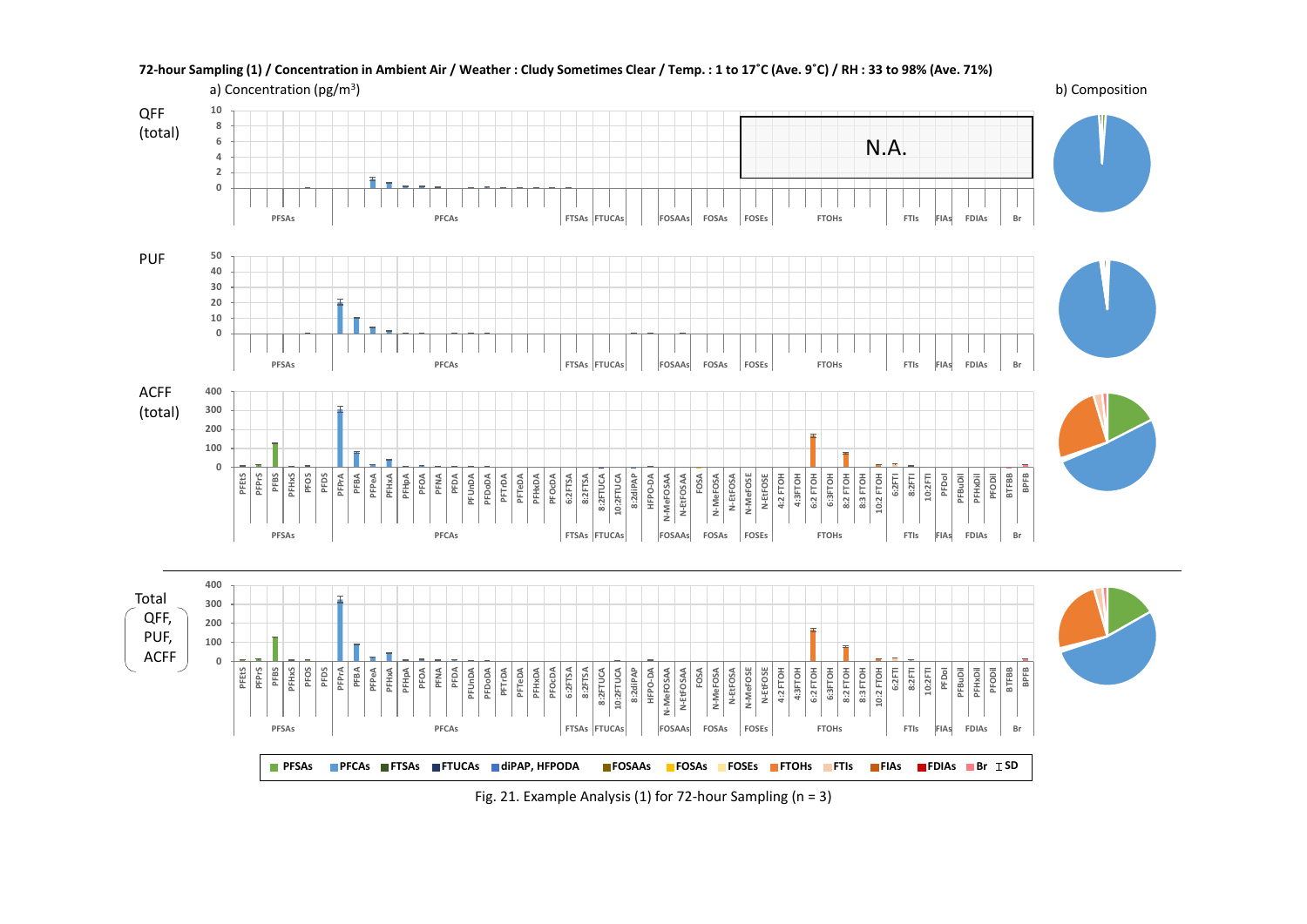72-hour Sampling (1) / Concentration in Ambient Air / Weather : Cludy Sometimes Clear / Temp. : 1 to 17˚C (Ave. 9˚C) / RH : 33 to 98% (Ave. 71%)

a) Concentration (pg/m$^3$)

b) Composition

QFF (total)

10
8
6
4
2
0

N.A.

PFSAs PFCAs FTSAs FTUCAs FOSAAs FOSAs FOSEs FTOHs FTIs FIAs FDIAs Br

PUF

50
40
30
20
10
0

PFSAs PFCAs FTSAs FTUCAs FOSAAs FOSAs FOSEs FTOHs FTIs FIAs FDIAs Br

ACFF (total)

400
300
200
100
0

PFEtS PFPrS PFBS PFHxS PFOS PFDS PFPrA PFBA PFPeA PFHxA PFHpA PFOA PFNA PFDA PFUnDA PFDoDA PFTrDA PFTeDA PFHxDA PFOcDA 6:2FTSA 8:2FTSA 8:2FTUCA 10:2FTUCA 8:2diPAP HFPO-DA N-MeFOSAA N-EtFOSAA FOSA N-MeFOSA N-EtFOSA N-MeFOSE N-EtFOSE 4:2 FTOH 4:3FTOH 6:2 FTOH 6:3FTOH 8:2 FTOH 8:3 FTOH 10:2 FTOH 6:2FTI 8:2FTI 10:2FTI PFDoI PFBuDiI PFHxDiI PFODiI BTFBB BPFB

PFSAs PFCAs FTSAs FTUCAs FOSAAs FOSAs FOSEs FTOHs FTIs FIAs FDIAs Br

Total (QFF, PUF, ACFF)

400
300
200
100
0

PFEtS PFPrS PFBS PFHxS PFOS PFDS PFPrA PFBA PFPeA PFHxA PFHpA PFOA PFNA PFDA PFUnDA PFDoDA PFTrDA PFTeDA PFHxDA PFOcDA 6:2FTSA 8:2FTSA 8:2FTUCA 10:2FTUCA 8:2diPAP HFPO-DA N-MeFOSAA N-EtFOSAA FOSA N-MeFOSA N-EtFOSA N-MeFOSE N-EtFOSE 4:2 FTOH 4:3FTOH 6:2 FTOH 6:3FTOH 8:2 FTOH 8:3 FTOH 10:2 FTOH 6:2FTI 8:2FTI 10:2FTI PFDoI PFBuDiI PFHxDiI PFODiI BTFBB BPFB

PFSAs PFCAs FTSAs FTUCAs FOSAAs FOSAs FOSEs FTOHs FTIs FIAs FDIAs Br

PFSAs PFCAs FTSAs FTUCAs diPAP, HFPODA FOSAAs FOSAs FOSEs FTOHs FTIs FIAs FDIAs Br SD

Fig. 21. Example Analysis (1) for 72-hour Sampling (n = 3)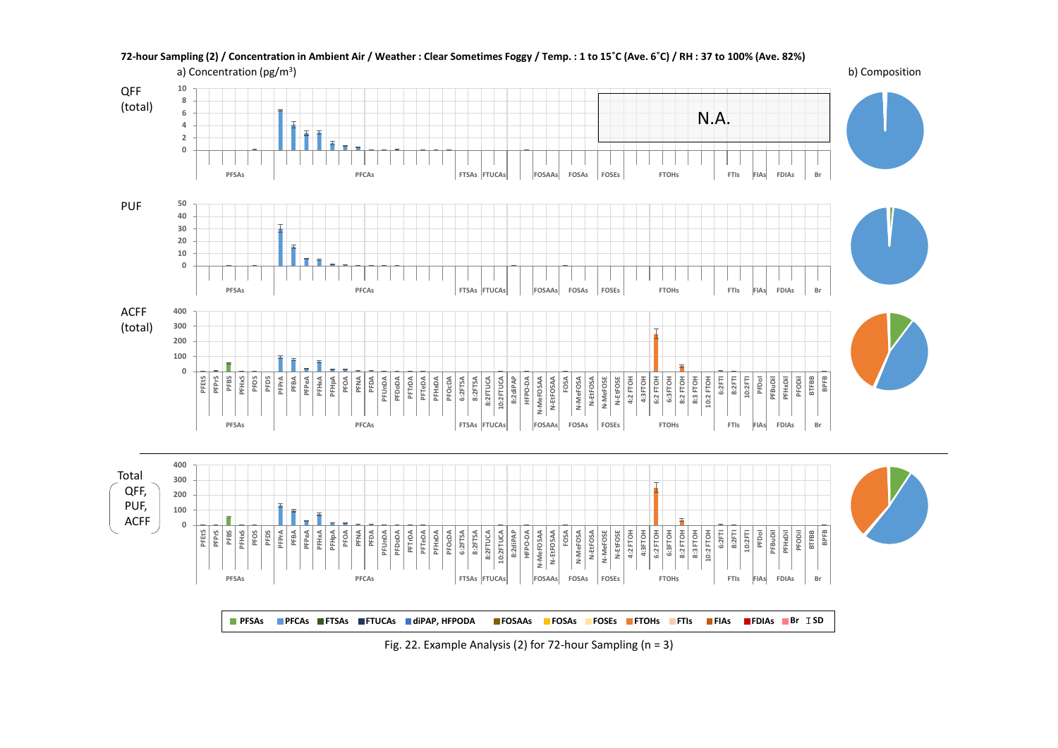**72-hour Sampling (2) / Concentration in Ambient Air / Weather : Clear Sometimes Foggy / Temp. : 1 to 15˚C (Ave. 6˚C) / RH : 37 to 100% (Ave. 82%)**

a) Concentration (pg/m³)

b) Composition

QFF (total)

0
2
4
6
8
10

N.A.

PUF

0
10
20
30
40
50

ACFF (total)

0
100
200
300
400

Total QFF, PUF, ACFF

0
100
200
300
400

PFEtS PFPrS PFBS PFHxS PFOS PFDS PFPrA PFBA PFPeA PFHxA PFHpA PFOA PFNA PFDA PFUnDA PFDoDA PFTrDA PFTeDA PFHxDA PFOcDA 6:2FTSA 8:2FTSA 8:2FTUCA 10:2FTUCA 8:2diPAP HFPO-DA N-MeFOSAA N-EtFOSAA FOSA N-MeFOSA N-EtFOSA N-MeFOSE N-EtFOSE 4:2 FTOH 4:3FTOH 6:2 FTOH 6:3FTOH 8:2 FTOH 8:3 FTOH 10:2 FTOH 6:2FTI 8:2FTI 10:2FTI PFDoI PFBuDiI PFHxDiI PFODiI BTFBB BPFB

PFSAs PFCAs FTSAs FTUCAs FOSAAs FOSAs FOSEs FTOHs FTIs FIAs FDIAs Br

PFSAs PFCAs FTSAs FTUCAs diPAP, HFPODA FOSAAs FOSAs FOSEs FTOHs FTIs FIAs FDIAs Br SD

Fig. 22. Example Analysis (2) for 72-hour Sampling (n = 3)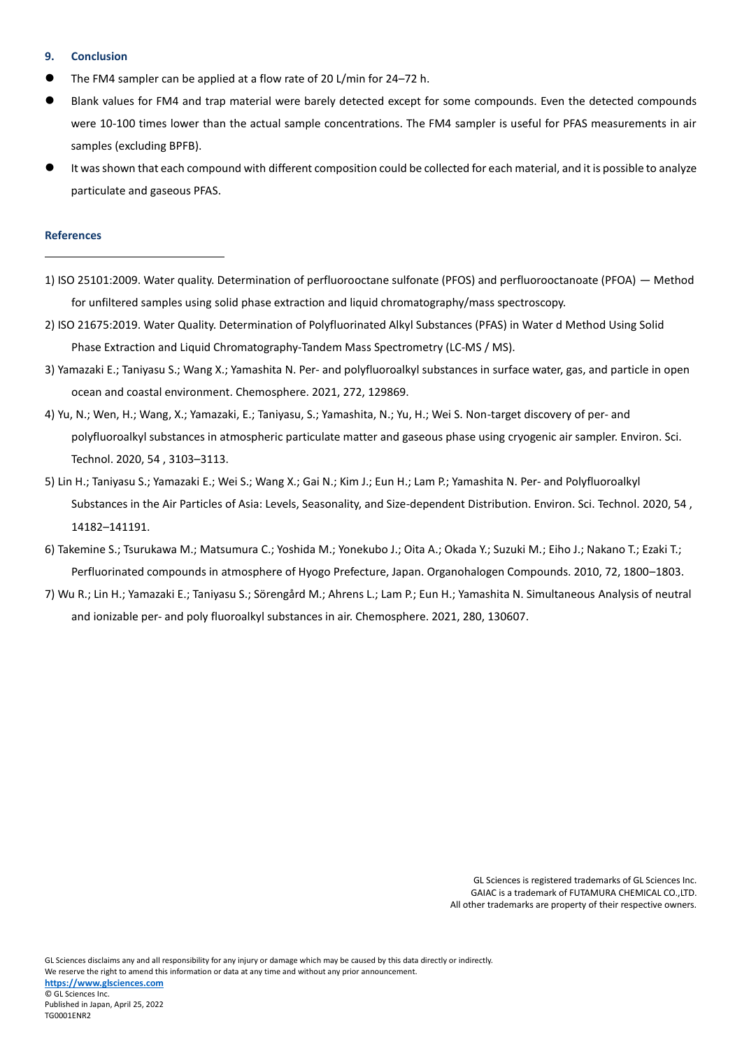## 9. Conclusion

- The FM4 sampler can be applied at a flow rate of 20 L/min for 24–72 h.
- Blank values for FM4 and trap material were barely detected except for some compounds. Even the detected compounds were 10-100 times lower than the actual sample concentrations. The FM4 sampler is useful for PFAS measurements in air samples (excluding BPFB).
- It was shown that each compound with different composition could be collected for each material, and it is possible to analyze particulate and gaseous PFAS.

## References

1) ISO 25101:2009. Water quality. Determination of perfluorooctane sulfonate (PFOS) and perfluorooctanoate (PFOA) — Method for unfiltered samples using solid phase extraction and liquid chromatography/mass spectroscopy.
2) ISO 21675:2019. Water Quality. Determination of Polyfluorinated Alkyl Substances (PFAS) in Water d Method Using Solid Phase Extraction and Liquid Chromatography-Tandem Mass Spectrometry (LC-MS / MS).
3) Yamazaki E.; Taniyasu S.; Wang X.; Yamashita N. Per- and polyfluoroalkyl substances in surface water, gas, and particle in open ocean and coastal environment. Chemosphere. 2021, 272, 129869.
4) Yu, N.; Wen, H.; Wang, X.; Yamazaki, E.; Taniyasu, S.; Yamashita, N.; Yu, H.; Wei S. Non-target discovery of per- and polyfluoroalkyl substances in atmospheric particulate matter and gaseous phase using cryogenic air sampler. Environ. Sci. Technol. 2020, 54 , 3103–3113.
5) Lin H.; Taniyasu S.; Yamazaki E.; Wei S.; Wang X.; Gai N.; Kim J.; Eun H.; Lam P.; Yamashita N. Per- and Polyfluoroalkyl Substances in the Air Particles of Asia: Levels, Seasonality, and Size-dependent Distribution. Environ. Sci. Technol. 2020, 54 , 14182–141191.
6) Takemine S.; Tsurukawa M.; Matsumura C.; Yoshida M.; Yonekubo J.; Oita A.; Okada Y.; Suzuki M.; Eiho J.; Nakano T.; Ezaki T.; Perfluorinated compounds in atmosphere of Hyogo Prefecture, Japan. Organohalogen Compounds. 2010, 72, 1800–1803.
7) Wu R.; Lin H.; Yamazaki E.; Taniyasu S.; Sörengård M.; Ahrens L.; Lam P.; Eun H.; Yamashita N. Simultaneous Analysis of neutral and ionizable per- and poly fluoroalkyl substances in air. Chemosphere. 2021, 280, 130607.

GL Sciences is registered trademarks of GL Sciences Inc.
GAIAC is a trademark of FUTAMURA CHEMICAL CO.,LTD.
All other trademarks are property of their respective owners.

GL Sciences disclaims any and all responsibility for any injury or damage which may be caused by this data directly or indirectly.
We reserve the right to amend this information or data at any time and without any prior announcement.
https://www.glsciences.com
© GL Sciences Inc.
Published in Japan, April 25, 2022
TG0001ENR2